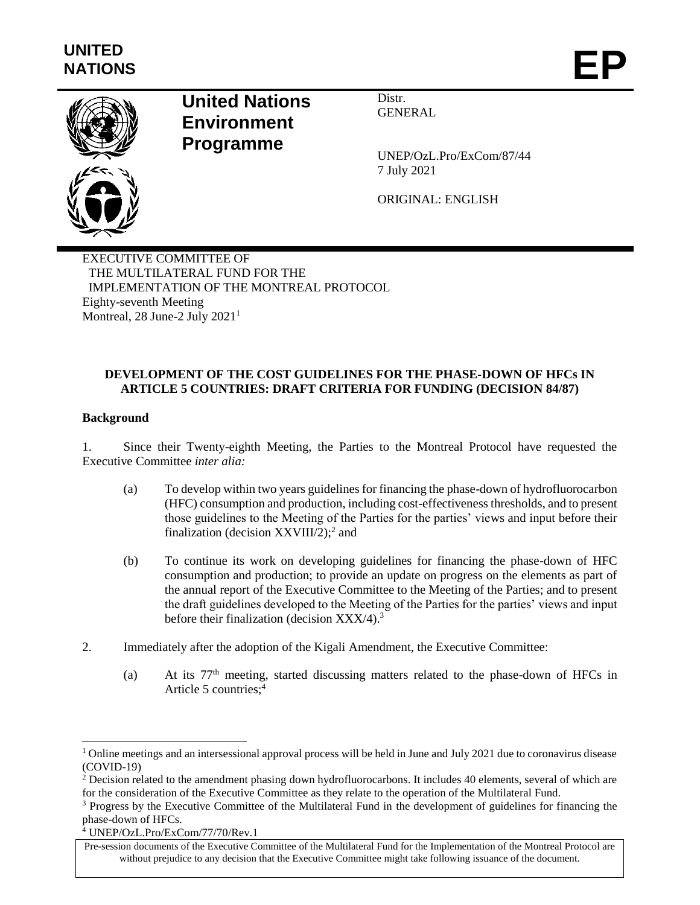UNITED NATIONS

EP

**United Nations Environment Programme**

Distr.
GENERAL

UNEP/OzL.Pro/ExCom/87/44
7 July 2021

ORIGINAL: ENGLISH

EXECUTIVE COMMITTEE OF
THE MULTILATERAL FUND FOR THE
IMPLEMENTATION OF THE MONTREAL PROTOCOL
Eighty-seventh Meeting
Montreal, 28 June-2 July 2021[1]

**DEVELOPMENT OF THE COST GUIDELINES FOR THE PHASE-DOWN OF HFCs IN ARTICLE 5 COUNTRIES: DRAFT CRITERIA FOR FUNDING (DECISION 84/87)**

**Background**

1. Since their Twenty-eighth Meeting, the Parties to the Montreal Protocol have requested the Executive Committee *inter alia:*

   (a) To develop within two years guidelines for financing the phase-down of hydrofluorocarbon (HFC) consumption and production, including cost-effectiveness thresholds, and to present those guidelines to the Meeting of the Parties for the parties' views and input before their finalization (decision XXVIII/2);[2] and

   (b) To continue its work on developing guidelines for financing the phase-down of HFC consumption and production; to provide an update on progress on the elements as part of the annual report of the Executive Committee to the Meeting of the Parties; and to present the draft guidelines developed to the Meeting of the Parties for the parties' views and input before their finalization (decision XXX/4).[3]

2. Immediately after the adoption of the Kigali Amendment, the Executive Committee:

   (a) At its 77[th] meeting, started discussing matters related to the phase-down of HFCs in Article 5 countries;[4]

[1] Online meetings and an intersessional approval process will be held in June and July 2021 due to coronavirus disease (COVID-19)

[2] Decision related to the amendment phasing down hydrofluorocarbons. It includes 40 elements, several of which are for the consideration of the Executive Committee as they relate to the operation of the Multilateral Fund.

[3] Progress by the Executive Committee of the Multilateral Fund in the development of guidelines for financing the phase-down of HFCs.

[4] UNEP/OzL.Pro/ExCom/77/70/Rev.1

Pre-session documents of the Executive Committee of the Multilateral Fund for the Implementation of the Montreal Protocol are without prejudice to any decision that the Executive Committee might take following issuance of the document.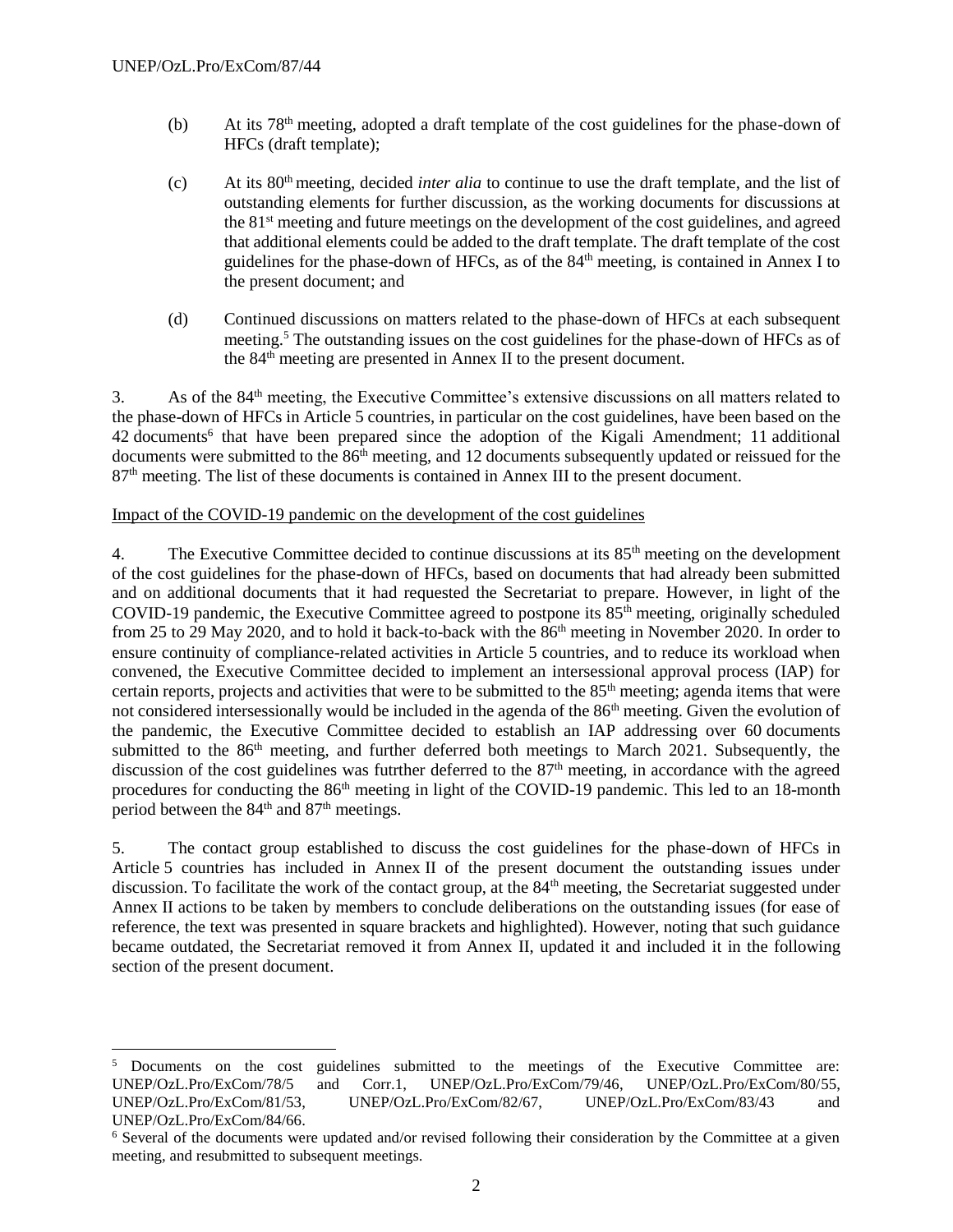(b) At its 78th meeting, adopted a draft template of the cost guidelines for the phase-down of HFCs (draft template);

(c) At its 80th meeting, decided *inter alia* to continue to use the draft template, and the list of outstanding elements for further discussion, as the working documents for discussions at the 81st meeting and future meetings on the development of the cost guidelines, and agreed that additional elements could be added to the draft template. The draft template of the cost guidelines for the phase-down of HFCs, as of the 84th meeting, is contained in Annex I to the present document; and

(d) Continued discussions on matters related to the phase-down of HFCs at each subsequent meeting.[5] The outstanding issues on the cost guidelines for the phase-down of HFCs as of the 84th meeting are presented in Annex II to the present document.

3. As of the 84th meeting, the Executive Committee's extensive discussions on all matters related to the phase-down of HFCs in Article 5 countries, in particular on the cost guidelines, have been based on the 42 documents[6] that have been prepared since the adoption of the Kigali Amendment; 11 additional documents were submitted to the 86th meeting, and 12 documents subsequently updated or reissued for the 87th meeting. The list of these documents is contained in Annex III to the present document.

Impact of the COVID-19 pandemic on the development of the cost guidelines

4. The Executive Committee decided to continue discussions at its 85th meeting on the development of the cost guidelines for the phase-down of HFCs, based on documents that had already been submitted and on additional documents that it had requested the Secretariat to prepare. However, in light of the COVID-19 pandemic, the Executive Committee agreed to postpone its 85th meeting, originally scheduled from 25 to 29 May 2020, and to hold it back-to-back with the 86th meeting in November 2020. In order to ensure continuity of compliance-related activities in Article 5 countries, and to reduce its workload when convened, the Executive Committee decided to implement an intersessional approval process (IAP) for certain reports, projects and activities that were to be submitted to the 85th meeting; agenda items that were not considered intersessionally would be included in the agenda of the 86th meeting. Given the evolution of the pandemic, the Executive Committee decided to establish an IAP addressing over 60 documents submitted to the 86th meeting, and further deferred both meetings to March 2021. Subsequently, the discussion of the cost guidelines was futrther deferred to the 87th meeting, in accordance with the agreed procedures for conducting the 86th meeting in light of the COVID-19 pandemic. This led to an 18-month period between the 84th and 87th meetings.

5. The contact group established to discuss the cost guidelines for the phase-down of HFCs in Article 5 countries has included in Annex II of the present document the outstanding issues under discussion. To facilitate the work of the contact group, at the 84th meeting, the Secretariat suggested under Annex II actions to be taken by members to conclude deliberations on the outstanding issues (for ease of reference, the text was presented in square brackets and highlighted). However, noting that such guidance became outdated, the Secretariat removed it from Annex II, updated it and included it in the following section of the present document.

---

[5] Documents on the cost guidelines submitted to the meetings of the Executive Committee are: UNEP/OzL.Pro/ExCom/78/5 and Corr.1, UNEP/OzL.Pro/ExCom/79/46, UNEP/OzL.Pro/ExCom/80/55, UNEP/OzL.Pro/ExCom/81/53, UNEP/OzL.Pro/ExCom/82/67, UNEP/OzL.Pro/ExCom/83/43 and UNEP/OzL.Pro/ExCom/84/66.

[6] Several of the documents were updated and/or revised following their consideration by the Committee at a given meeting, and resubmitted to subsequent meetings.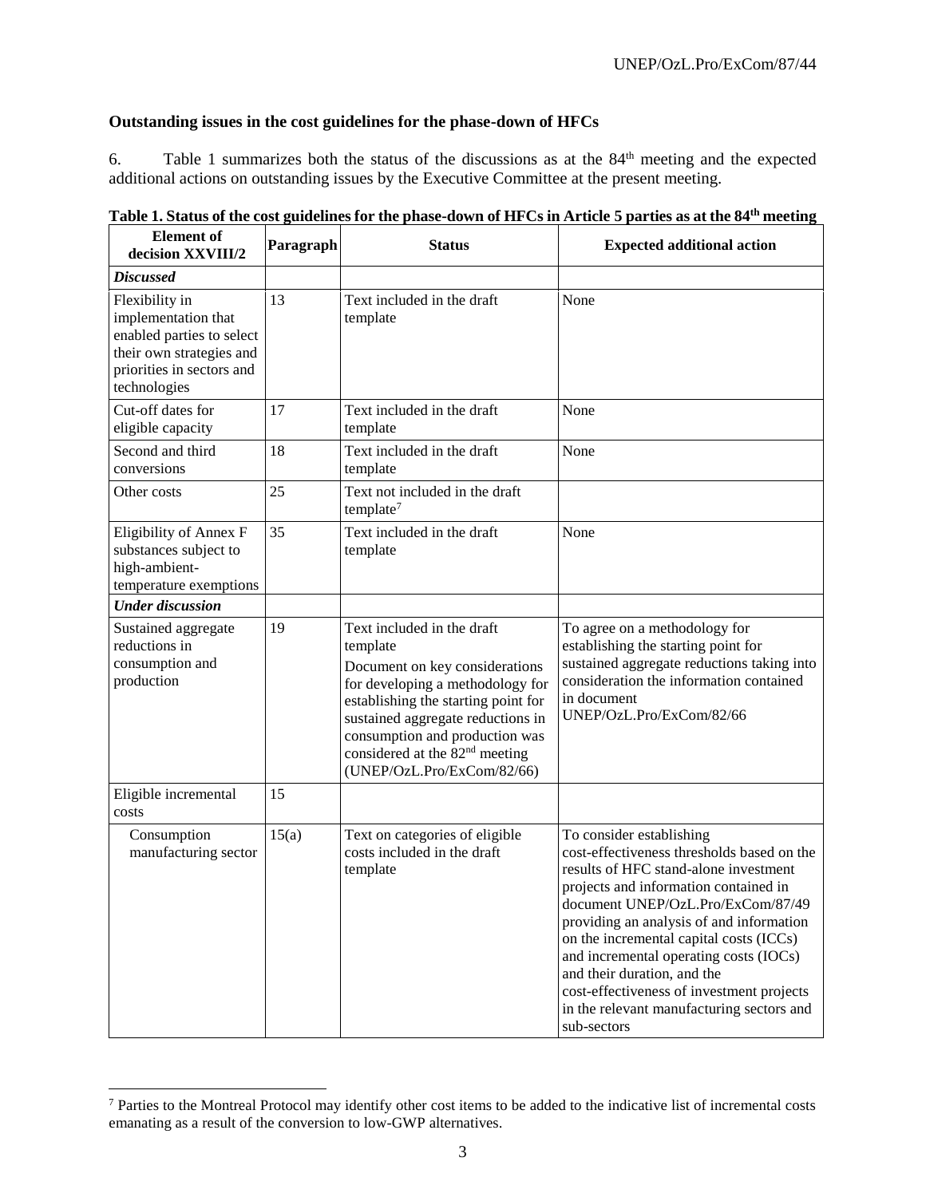**Outstanding issues in the cost guidelines for the phase-down of HFCs**

6. Table 1 summarizes both the status of the discussions as at the 84th meeting and the expected additional actions on outstanding issues by the Executive Committee at the present meeting.

**Table 1. Status of the cost guidelines for the phase-down of HFCs in Article 5 parties as at the 84th meeting**

| Element of decision XXVIII/2 | Paragraph | Status | Expected additional action |
|---|---|---|---|
| ***Discussed*** | | | |
| Flexibility in implementation that enabled parties to select their own strategies and priorities in sectors and technologies | 13 | Text included in the draft template | None |
| Cut-off dates for eligible capacity | 17 | Text included in the draft template | None |
| Second and third conversions | 18 | Text included in the draft template | None |
| Other costs | 25 | Text not included in the draft template[7] | |
| Eligibility of Annex F substances subject to high-ambient-temperature exemptions | 35 | Text included in the draft template | None |
| ***Under discussion*** | | | |
| Sustained aggregate reductions in consumption and production | 19 | Text included in the draft template<br>Document on key considerations for developing a methodology for establishing the starting point for sustained aggregate reductions in consumption and production was considered at the 82nd meeting (UNEP/OzL.Pro/ExCom/82/66) | To agree on a methodology for establishing the starting point for sustained aggregate reductions taking into consideration the information contained in document UNEP/OzL.Pro/ExCom/82/66 |
| Eligible incremental costs | 15 | | |
| Consumption manufacturing sector | 15(a) | Text on categories of eligible costs included in the draft template | To consider establishing cost-effectiveness thresholds based on the results of HFC stand-alone investment projects and information contained in document UNEP/OzL.Pro/ExCom/87/49 providing an analysis of and information on the incremental capital costs (ICCs) and incremental operating costs (IOCs) and their duration, and the cost-effectiveness of investment projects in the relevant manufacturing sectors and sub-sectors |

[7] Parties to the Montreal Protocol may identify other cost items to be added to the indicative list of incremental costs emanating as a result of the conversion to low-GWP alternatives.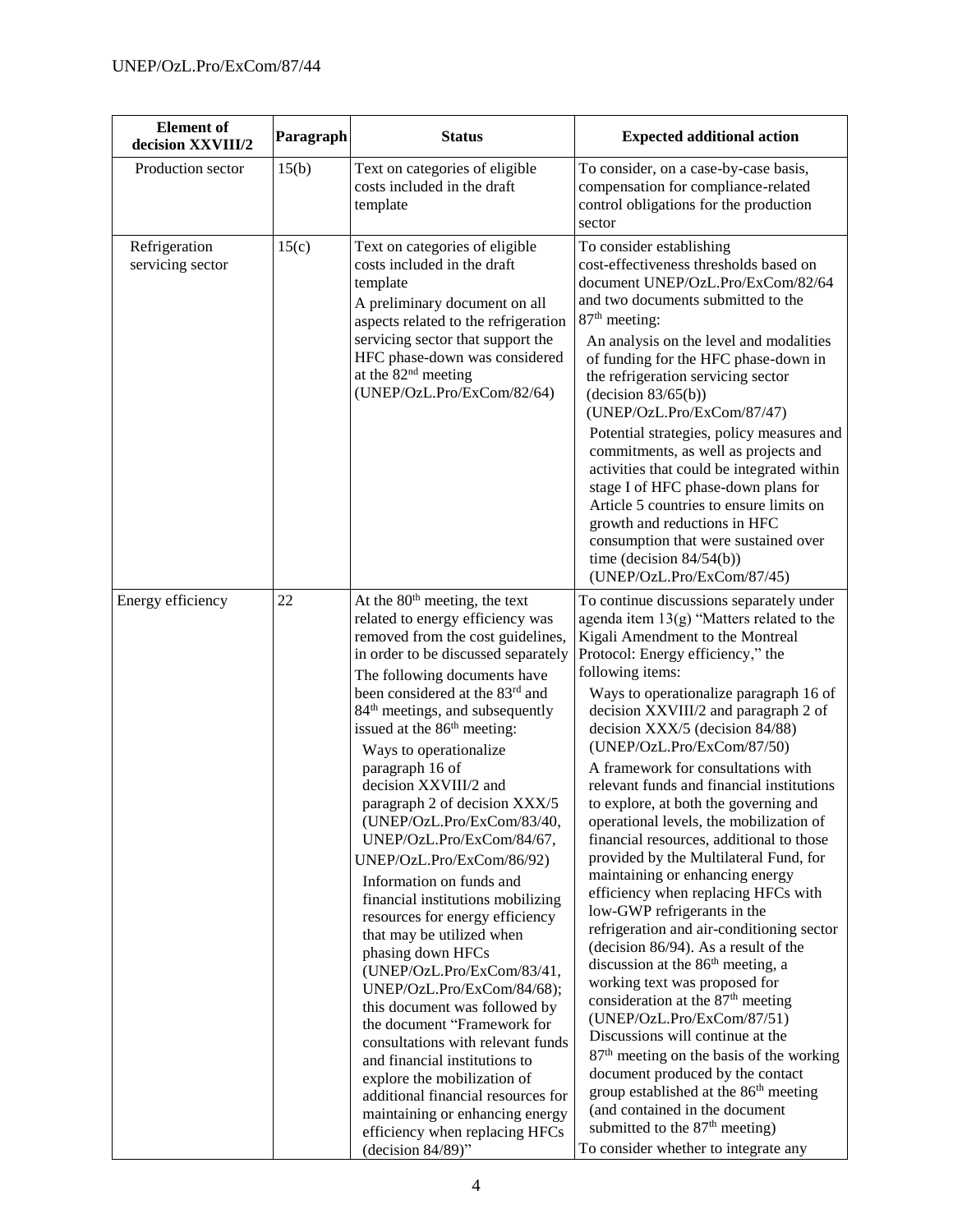| Element of decision XXVIII/2 | Paragraph | Status | Expected additional action |
|---|---|---|---|
| Production sector | 15(b) | Text on categories of eligible costs included in the draft template | To consider, on a case-by-case basis, compensation for compliance-related control obligations for the production sector |
| Refrigeration servicing sector | 15(c) | Text on categories of eligible costs included in the draft template<br>A preliminary document on all aspects related to the refrigeration servicing sector that support the HFC phase-down was considered at the 82nd meeting (UNEP/OzL.Pro/ExCom/82/64) | To consider establishing cost-effectiveness thresholds based on document UNEP/OzL.Pro/ExCom/82/64 and two documents submitted to the 87th meeting:<br>An analysis on the level and modalities of funding for the HFC phase-down in the refrigeration servicing sector (decision 83/65(b)) (UNEP/OzL.Pro/ExCom/87/47)<br>Potential strategies, policy measures and commitments, as well as projects and activities that could be integrated within stage I of HFC phase-down plans for Article 5 countries to ensure limits on growth and reductions in HFC consumption that were sustained over time (decision 84/54(b)) (UNEP/OzL.Pro/ExCom/87/45) |
| Energy efficiency | 22 | At the 80th meeting, the text related to energy efficiency was removed from the cost guidelines, in order to be discussed separately<br>The following documents have been considered at the 83rd and 84th meetings, and subsequently issued at the 86th meeting:<br>Ways to operationalize paragraph 16 of decision XXVIII/2 and paragraph 2 of decision XXX/5 (UNEP/OzL.Pro/ExCom/83/40, UNEP/OzL.Pro/ExCom/84/67, UNEP/OzL.Pro/ExCom/86/92)<br>Information on funds and financial institutions mobilizing resources for energy efficiency that may be utilized when phasing down HFCs (UNEP/OzL.Pro/ExCom/83/41, UNEP/OzL.Pro/ExCom/84/68); this document was followed by the document "Framework for consultations with relevant funds and financial institutions to explore the mobilization of additional financial resources for maintaining or enhancing energy efficiency when replacing HFCs (decision 84/89)" | To continue discussions separately under agenda item 13(g) "Matters related to the Kigali Amendment to the Montreal Protocol: Energy efficiency," the following items:<br>Ways to operationalize paragraph 16 of decision XXVIII/2 and paragraph 2 of decision XXX/5 (decision 84/88) (UNEP/OzL.Pro/ExCom/87/50)<br>A framework for consultations with relevant funds and financial institutions to explore, at both the governing and operational levels, the mobilization of financial resources, additional to those provided by the Multilateral Fund, for maintaining or enhancing energy efficiency when replacing HFCs with low-GWP refrigerants in the refrigeration and air-conditioning sector (decision 86/94). As a result of the discussion at the 86th meeting, a working text was proposed for consideration at the 87th meeting (UNEP/OzL.Pro/ExCom/87/51)<br>Discussions will continue at the 87th meeting on the basis of the working document produced by the contact group established at the 86th meeting (and contained in the document submitted to the 87th meeting)<br>To consider whether to integrate any |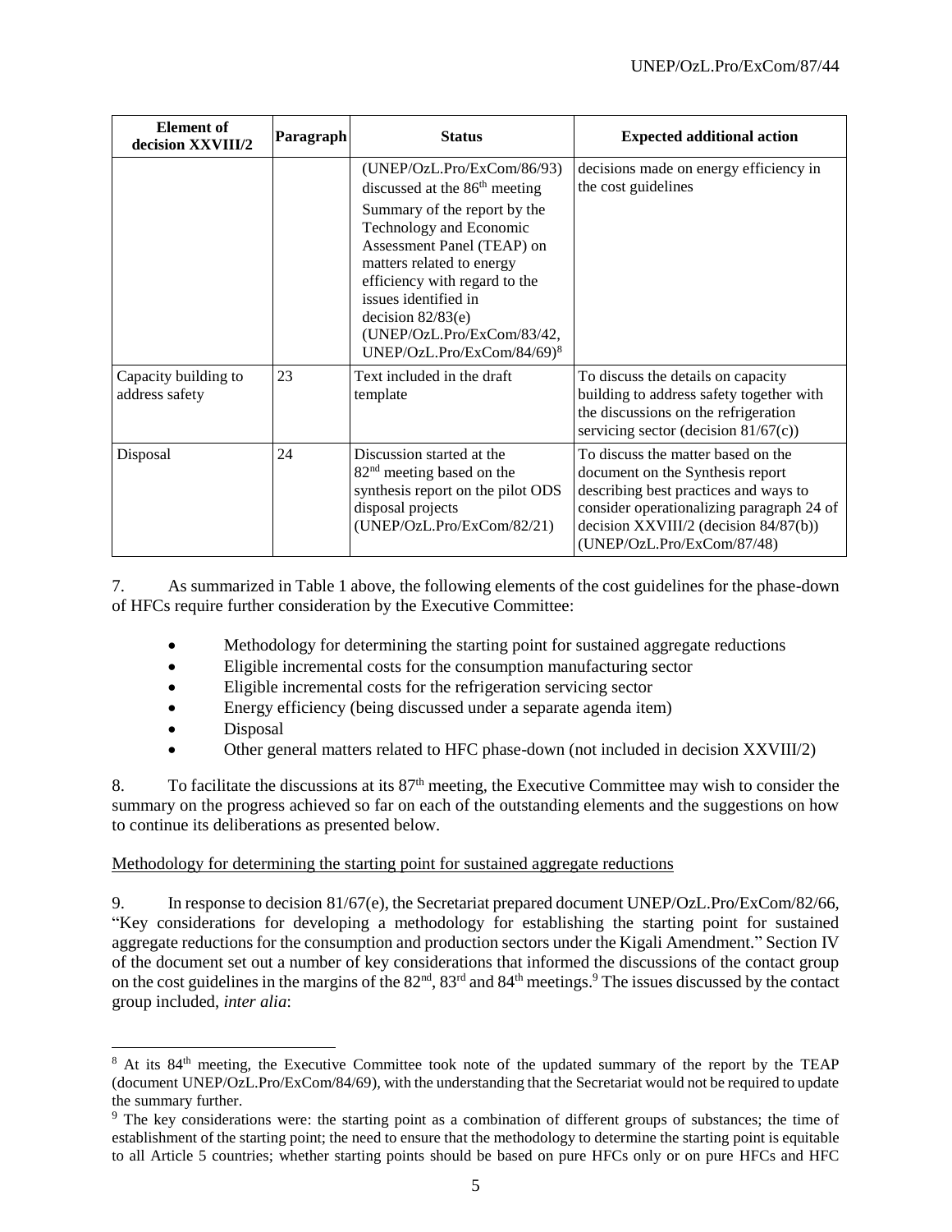| Element of decision XXVIII/2 | Paragraph | Status | Expected additional action |
|---|---|---|---|
| | | (UNEP/OzL.Pro/ExCom/86/93) discussed at the 86th meeting<br>Summary of the report by the Technology and Economic Assessment Panel (TEAP) on matters related to energy efficiency with regard to the issues identified in decision 82/83(e) (UNEP/OzL.Pro/ExCom/83/42, UNEP/OzL.Pro/ExCom/84/69)[8] | decisions made on energy efficiency in the cost guidelines |
| Capacity building to address safety | 23 | Text included in the draft template | To discuss the details on capacity building to address safety together with the discussions on the refrigeration servicing sector (decision 81/67(c)) |
| Disposal | 24 | Discussion started at the 82nd meeting based on the synthesis report on the pilot ODS disposal projects (UNEP/OzL.Pro/ExCom/82/21) | To discuss the matter based on the document on the Synthesis report describing best practices and ways to consider operationalizing paragraph 24 of decision XXVIII/2 (decision 84/87(b)) (UNEP/OzL.Pro/ExCom/87/48) |

7. As summarized in Table 1 above, the following elements of the cost guidelines for the phase-down of HFCs require further consideration by the Executive Committee:

- Methodology for determining the starting point for sustained aggregate reductions
- Eligible incremental costs for the consumption manufacturing sector
- Eligible incremental costs for the refrigeration servicing sector
- Energy efficiency (being discussed under a separate agenda item)
- Disposal
- Other general matters related to HFC phase-down (not included in decision XXVIII/2)

8. To facilitate the discussions at its 87th meeting, the Executive Committee may wish to consider the summary on the progress achieved so far on each of the outstanding elements and the suggestions on how to continue its deliberations as presented below.

Methodology for determining the starting point for sustained aggregate reductions

9. In response to decision 81/67(e), the Secretariat prepared document UNEP/OzL.Pro/ExCom/82/66, "Key considerations for developing a methodology for establishing the starting point for sustained aggregate reductions for the consumption and production sectors under the Kigali Amendment." Section IV of the document set out a number of key considerations that informed the discussions of the contact group on the cost guidelines in the margins of the 82nd, 83rd and 84th meetings.[9] The issues discussed by the contact group included, *inter alia*:

[8] At its 84th meeting, the Executive Committee took note of the updated summary of the report by the TEAP (document UNEP/OzL.Pro/ExCom/84/69), with the understanding that the Secretariat would not be required to update the summary further.

[9] The key considerations were: the starting point as a combination of different groups of substances; the time of establishment of the starting point; the need to ensure that the methodology to determine the starting point is equitable to all Article 5 countries; whether starting points should be based on pure HFCs only or on pure HFCs and HFC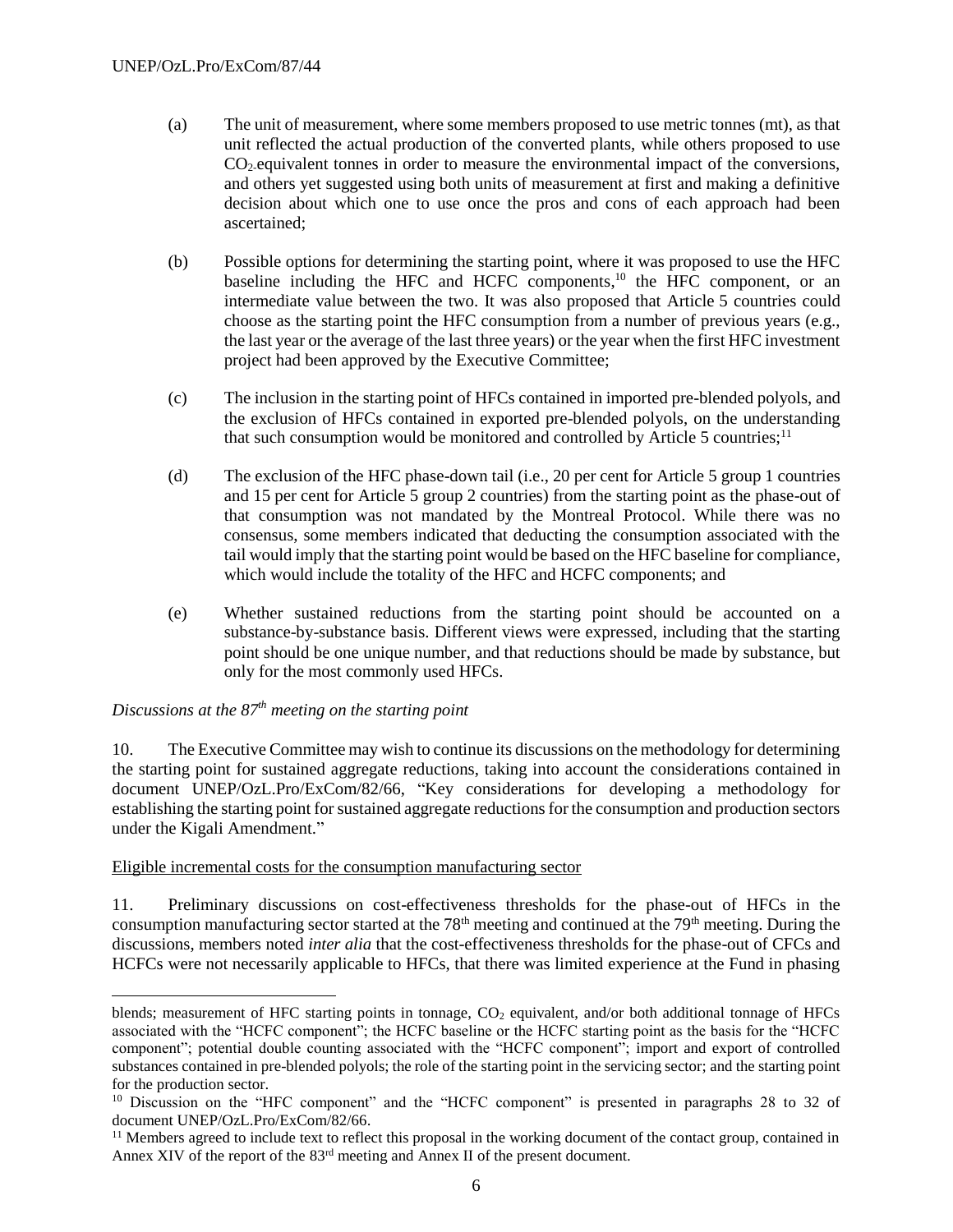(a) The unit of measurement, where some members proposed to use metric tonnes (mt), as that unit reflected the actual production of the converted plants, while others proposed to use $CO_2$ equivalent tonnes in order to measure the environmental impact of the conversions, and others yet suggested using both units of measurement at first and making a definitive decision about which one to use once the pros and cons of each approach had been ascertained;

(b) Possible options for determining the starting point, where it was proposed to use the HFC baseline including the HFC and HCFC components,[10] the HFC component, or an intermediate value between the two. It was also proposed that Article 5 countries could choose as the starting point the HFC consumption from a number of previous years (e.g., the last year or the average of the last three years) or the year when the first HFC investment project had been approved by the Executive Committee;

(c) The inclusion in the starting point of HFCs contained in imported pre-blended polyols, and the exclusion of HFCs contained in exported pre-blended polyols, on the understanding that such consumption would be monitored and controlled by Article 5 countries;[11]

(d) The exclusion of the HFC phase-down tail (i.e., 20 per cent for Article 5 group 1 countries and 15 per cent for Article 5 group 2 countries) from the starting point as the phase-out of that consumption was not mandated by the Montreal Protocol. While there was no consensus, some members indicated that deducting the consumption associated with the tail would imply that the starting point would be based on the HFC baseline for compliance, which would include the totality of the HFC and HCFC components; and

(e) Whether sustained reductions from the starting point should be accounted on a substance-by-substance basis. Different views were expressed, including that the starting point should be one unique number, and that reductions should be made by substance, but only for the most commonly used HFCs.

*Discussions at the 87th meeting on the starting point*

10. The Executive Committee may wish to continue its discussions on the methodology for determining the starting point for sustained aggregate reductions, taking into account the considerations contained in document UNEP/OzL.Pro/ExCom/82/66, "Key considerations for developing a methodology for establishing the starting point for sustained aggregate reductions for the consumption and production sectors under the Kigali Amendment."

Eligible incremental costs for the consumption manufacturing sector

11. Preliminary discussions on cost-effectiveness thresholds for the phase-out of HFCs in the consumption manufacturing sector started at the 78th meeting and continued at the 79th meeting. During the discussions, members noted *inter alia* that the cost-effectiveness thresholds for the phase-out of CFCs and HCFCs were not necessarily applicable to HFCs, that there was limited experience at the Fund in phasing

---

blends; measurement of HFC starting points in tonnage, $CO_2$ equivalent, and/or both additional tonnage of HFCs associated with the "HCFC component"; the HCFC baseline or the HCFC starting point as the basis for the "HCFC component"; potential double counting associated with the "HCFC component"; import and export of controlled substances contained in pre-blended polyols; the role of the starting point in the servicing sector; and the starting point for the production sector.

[10] Discussion on the "HFC component" and the "HCFC component" is presented in paragraphs 28 to 32 of document UNEP/OzL.Pro/ExCom/82/66.

[11] Members agreed to include text to reflect this proposal in the working document of the contact group, contained in Annex XIV of the report of the 83rd meeting and Annex II of the present document.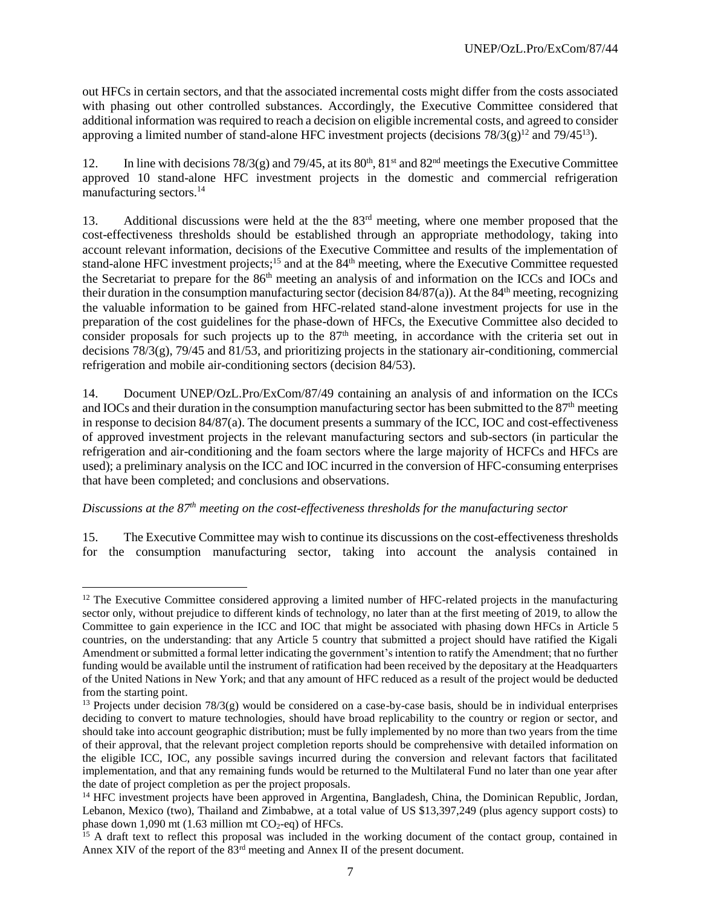out HFCs in certain sectors, and that the associated incremental costs might differ from the costs associated with phasing out other controlled substances. Accordingly, the Executive Committee considered that additional information was required to reach a decision on eligible incremental costs, and agreed to consider approving a limited number of stand-alone HFC investment projects (decisions 78/3(g)[12] and 79/45[13]).

12. In line with decisions 78/3(g) and 79/45, at its 80th, 81st and 82nd meetings the Executive Committee approved 10 stand-alone HFC investment projects in the domestic and commercial refrigeration manufacturing sectors.[14]

13. Additional discussions were held at the the 83rd meeting, where one member proposed that the cost-effectiveness thresholds should be established through an appropriate methodology, taking into account relevant information, decisions of the Executive Committee and results of the implementation of stand-alone HFC investment projects;[15] and at the 84th meeting, where the Executive Committee requested the Secretariat to prepare for the 86th meeting an analysis of and information on the ICCs and IOCs and their duration in the consumption manufacturing sector (decision 84/87(a)). At the 84th meeting, recognizing the valuable information to be gained from HFC-related stand-alone investment projects for use in the preparation of the cost guidelines for the phase-down of HFCs, the Executive Committee also decided to consider proposals for such projects up to the 87th meeting, in accordance with the criteria set out in decisions 78/3(g), 79/45 and 81/53, and prioritizing projects in the stationary air-conditioning, commercial refrigeration and mobile air-conditioning sectors (decision 84/53).

14. Document UNEP/OzL.Pro/ExCom/87/49 containing an analysis of and information on the ICCs and IOCs and their duration in the consumption manufacturing sector has been submitted to the 87th meeting in response to decision 84/87(a). The document presents a summary of the ICC, IOC and cost-effectiveness of approved investment projects in the relevant manufacturing sectors and sub-sectors (in particular the refrigeration and air-conditioning and the foam sectors where the large majority of HCFCs and HFCs are used); a preliminary analysis on the ICC and IOC incurred in the conversion of HFC-consuming enterprises that have been completed; and conclusions and observations.

*Discussions at the 87th meeting on the cost-effectiveness thresholds for the manufacturing sector*

15. The Executive Committee may wish to continue its discussions on the cost-effectiveness thresholds for the consumption manufacturing sector, taking into account the analysis contained in

---

[12] The Executive Committee considered approving a limited number of HFC-related projects in the manufacturing sector only, without prejudice to different kinds of technology, no later than at the first meeting of 2019, to allow the Committee to gain experience in the ICC and IOC that might be associated with phasing down HFCs in Article 5 countries, on the understanding: that any Article 5 country that submitted a project should have ratified the Kigali Amendment or submitted a formal letter indicating the government's intention to ratify the Amendment; that no further funding would be available until the instrument of ratification had been received by the depositary at the Headquarters of the United Nations in New York; and that any amount of HFC reduced as a result of the project would be deducted from the starting point.

[13] Projects under decision 78/3(g) would be considered on a case-by-case basis, should be in individual enterprises deciding to convert to mature technologies, should have broad replicability to the country or region or sector, and should take into account geographic distribution; must be fully implemented by no more than two years from the time of their approval, that the relevant project completion reports should be comprehensive with detailed information on the eligible ICC, IOC, any possible savings incurred during the conversion and relevant factors that facilitated implementation, and that any remaining funds would be returned to the Multilateral Fund no later than one year after the date of project completion as per the project proposals.

[14] HFC investment projects have been approved in Argentina, Bangladesh, China, the Dominican Republic, Jordan, Lebanon, Mexico (two), Thailand and Zimbabwe, at a total value of US $13,397,249 (plus agency support costs) to phase down 1,090 mt (1.63 million mt $CO_2$-eq) of HFCs.

[15] A draft text to reflect this proposal was included in the working document of the contact group, contained in Annex XIV of the report of the 83rd meeting and Annex II of the present document.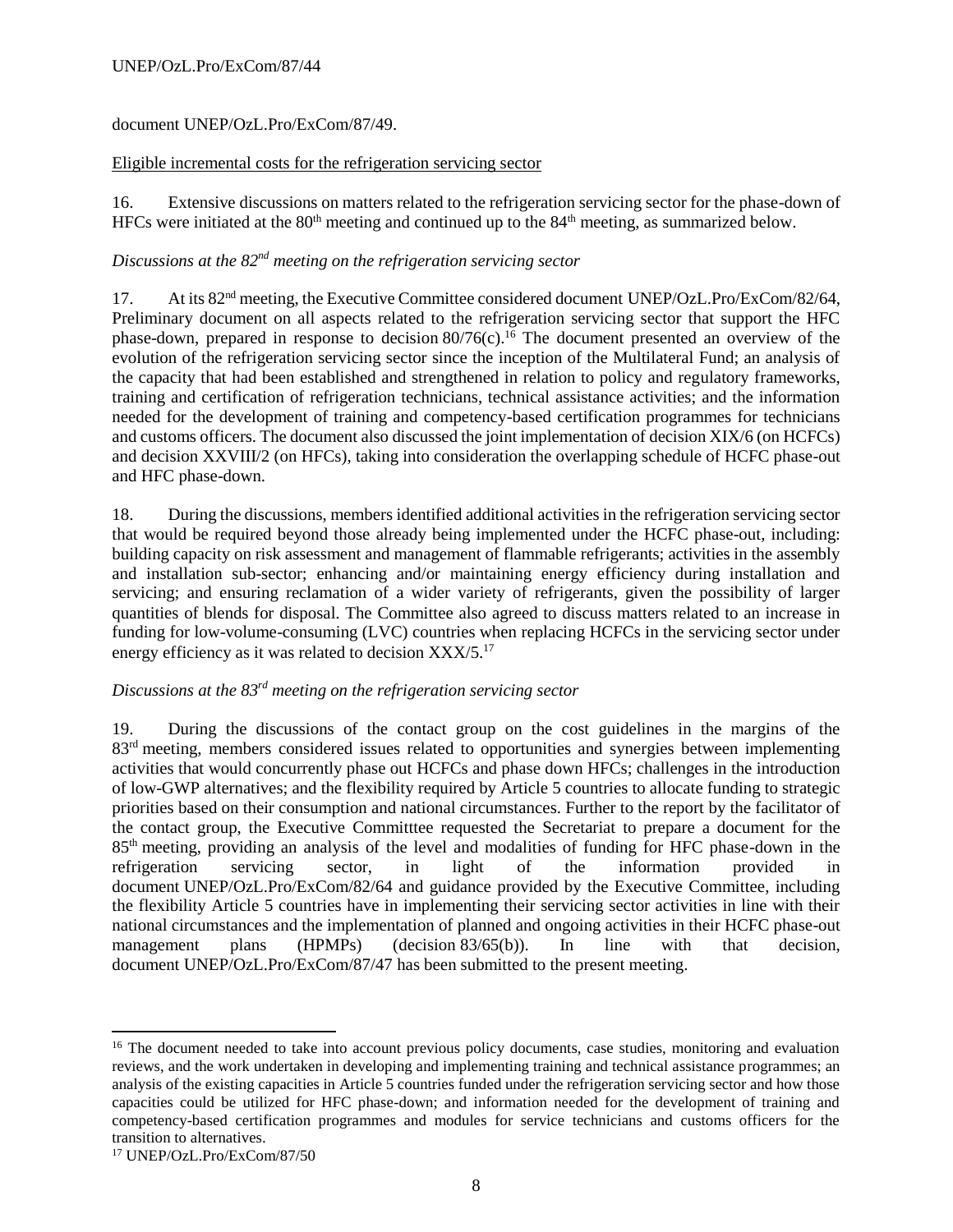document UNEP/OzL.Pro/ExCom/87/49.

Eligible incremental costs for the refrigeration servicing sector

16. Extensive discussions on matters related to the refrigeration servicing sector for the phase-down of HFCs were initiated at the 80th meeting and continued up to the 84th meeting, as summarized below.

*Discussions at the 82nd meeting on the refrigeration servicing sector*

17. At its 82nd meeting, the Executive Committee considered document UNEP/OzL.Pro/ExCom/82/64, Preliminary document on all aspects related to the refrigeration servicing sector that support the HFC phase-down, prepared in response to decision 80/76(c).[16] The document presented an overview of the evolution of the refrigeration servicing sector since the inception of the Multilateral Fund; an analysis of the capacity that had been established and strengthened in relation to policy and regulatory frameworks, training and certification of refrigeration technicians, technical assistance activities; and the information needed for the development of training and competency-based certification programmes for technicians and customs officers. The document also discussed the joint implementation of decision XIX/6 (on HCFCs) and decision XXVIII/2 (on HFCs), taking into consideration the overlapping schedule of HCFC phase-out and HFC phase-down.

18. During the discussions, members identified additional activities in the refrigeration servicing sector that would be required beyond those already being implemented under the HCFC phase-out, including: building capacity on risk assessment and management of flammable refrigerants; activities in the assembly and installation sub-sector; enhancing and/or maintaining energy efficiency during installation and servicing; and ensuring reclamation of a wider variety of refrigerants, given the possibility of larger quantities of blends for disposal. The Committee also agreed to discuss matters related to an increase in funding for low-volume-consuming (LVC) countries when replacing HCFCs in the servicing sector under energy efficiency as it was related to decision XXX/5.[17]

*Discussions at the 83rd meeting on the refrigeration servicing sector*

19. During the discussions of the contact group on the cost guidelines in the margins of the 83rd meeting, members considered issues related to opportunities and synergies between implementing activities that would concurrently phase out HCFCs and phase down HFCs; challenges in the introduction of low-GWP alternatives; and the flexibility required by Article 5 countries to allocate funding to strategic priorities based on their consumption and national circumstances. Further to the report by the facilitator of the contact group, the Executive Committtee requested the Secretariat to prepare a document for the 85th meeting, providing an analysis of the level and modalities of funding for HFC phase-down in the refrigeration servicing sector, in light of the information provided in document UNEP/OzL.Pro/ExCom/82/64 and guidance provided by the Executive Committee, including the flexibility Article 5 countries have in implementing their servicing sector activities in line with their national circumstances and the implementation of planned and ongoing activities in their HCFC phase-out management plans (HPMPs) (decision 83/65(b)). In line with that decision, document UNEP/OzL.Pro/ExCom/87/47 has been submitted to the present meeting.

---

[16] The document needed to take into account previous policy documents, case studies, monitoring and evaluation reviews, and the work undertaken in developing and implementing training and technical assistance programmes; an analysis of the existing capacities in Article 5 countries funded under the refrigeration servicing sector and how those capacities could be utilized for HFC phase-down; and information needed for the development of training and competency-based certification programmes and modules for service technicians and customs officers for the transition to alternatives.

[17] UNEP/OzL.Pro/ExCom/87/50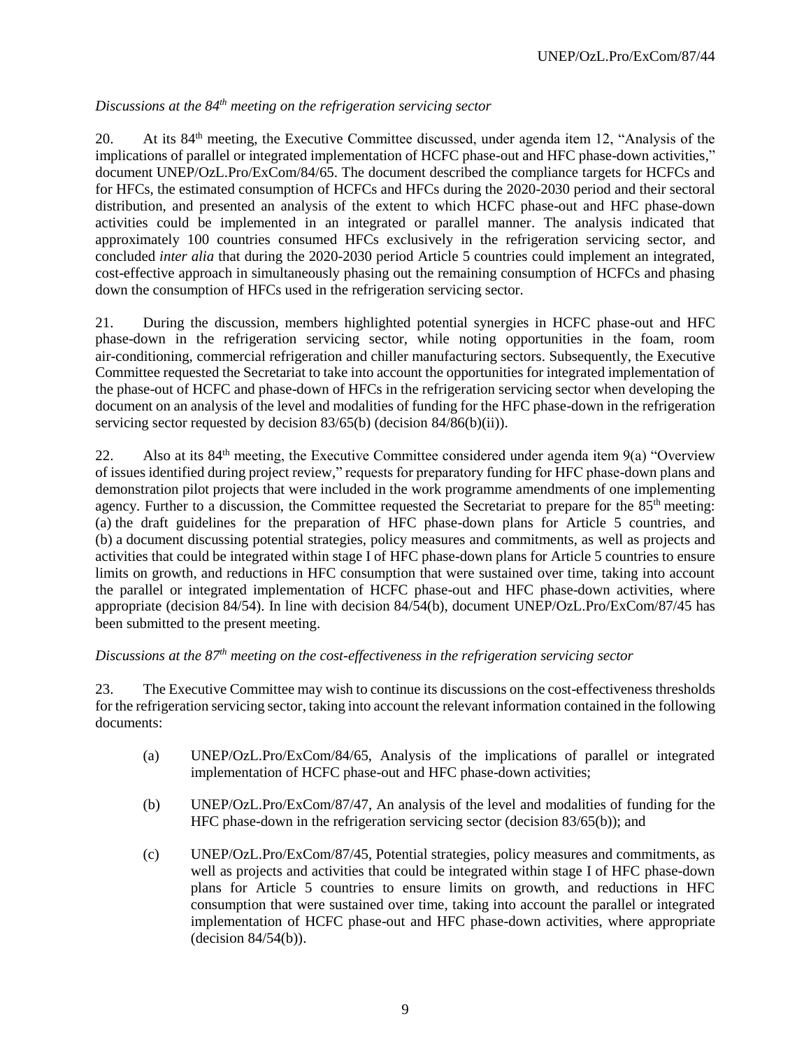*Discussions at the 84th meeting on the refrigeration servicing sector*

20. At its 84th meeting, the Executive Committee discussed, under agenda item 12, "Analysis of the implications of parallel or integrated implementation of HCFC phase-out and HFC phase-down activities," document UNEP/OzL.Pro/ExCom/84/65. The document described the compliance targets for HCFCs and for HFCs, the estimated consumption of HCFCs and HFCs during the 2020-2030 period and their sectoral distribution, and presented an analysis of the extent to which HCFC phase-out and HFC phase-down activities could be implemented in an integrated or parallel manner. The analysis indicated that approximately 100 countries consumed HFCs exclusively in the refrigeration servicing sector, and concluded *inter alia* that during the 2020-2030 period Article 5 countries could implement an integrated, cost-effective approach in simultaneously phasing out the remaining consumption of HCFCs and phasing down the consumption of HFCs used in the refrigeration servicing sector.

21. During the discussion, members highlighted potential synergies in HCFC phase-out and HFC phase-down in the refrigeration servicing sector, while noting opportunities in the foam, room air-conditioning, commercial refrigeration and chiller manufacturing sectors. Subsequently, the Executive Committee requested the Secretariat to take into account the opportunities for integrated implementation of the phase-out of HCFC and phase-down of HFCs in the refrigeration servicing sector when developing the document on an analysis of the level and modalities of funding for the HFC phase-down in the refrigeration servicing sector requested by decision 83/65(b) (decision 84/86(b)(ii)).

22. Also at its 84th meeting, the Executive Committee considered under agenda item 9(a) "Overview of issues identified during project review," requests for preparatory funding for HFC phase-down plans and demonstration pilot projects that were included in the work programme amendments of one implementing agency. Further to a discussion, the Committee requested the Secretariat to prepare for the 85th meeting: (a) the draft guidelines for the preparation of HFC phase-down plans for Article 5 countries, and (b) a document discussing potential strategies, policy measures and commitments, as well as projects and activities that could be integrated within stage I of HFC phase-down plans for Article 5 countries to ensure limits on growth, and reductions in HFC consumption that were sustained over time, taking into account the parallel or integrated implementation of HCFC phase-out and HFC phase-down activities, where appropriate (decision 84/54). In line with decision 84/54(b), document UNEP/OzL.Pro/ExCom/87/45 has been submitted to the present meeting.

*Discussions at the 87th meeting on the cost-effectiveness in the refrigeration servicing sector*

23. The Executive Committee may wish to continue its discussions on the cost-effectiveness thresholds for the refrigeration servicing sector, taking into account the relevant information contained in the following documents:

(a) UNEP/OzL.Pro/ExCom/84/65, Analysis of the implications of parallel or integrated implementation of HCFC phase-out and HFC phase-down activities;

(b) UNEP/OzL.Pro/ExCom/87/47, An analysis of the level and modalities of funding for the HFC phase-down in the refrigeration servicing sector (decision 83/65(b)); and

(c) UNEP/OzL.Pro/ExCom/87/45, Potential strategies, policy measures and commitments, as well as projects and activities that could be integrated within stage I of HFC phase-down plans for Article 5 countries to ensure limits on growth, and reductions in HFC consumption that were sustained over time, taking into account the parallel or integrated implementation of HCFC phase-out and HFC phase-down activities, where appropriate (decision 84/54(b)).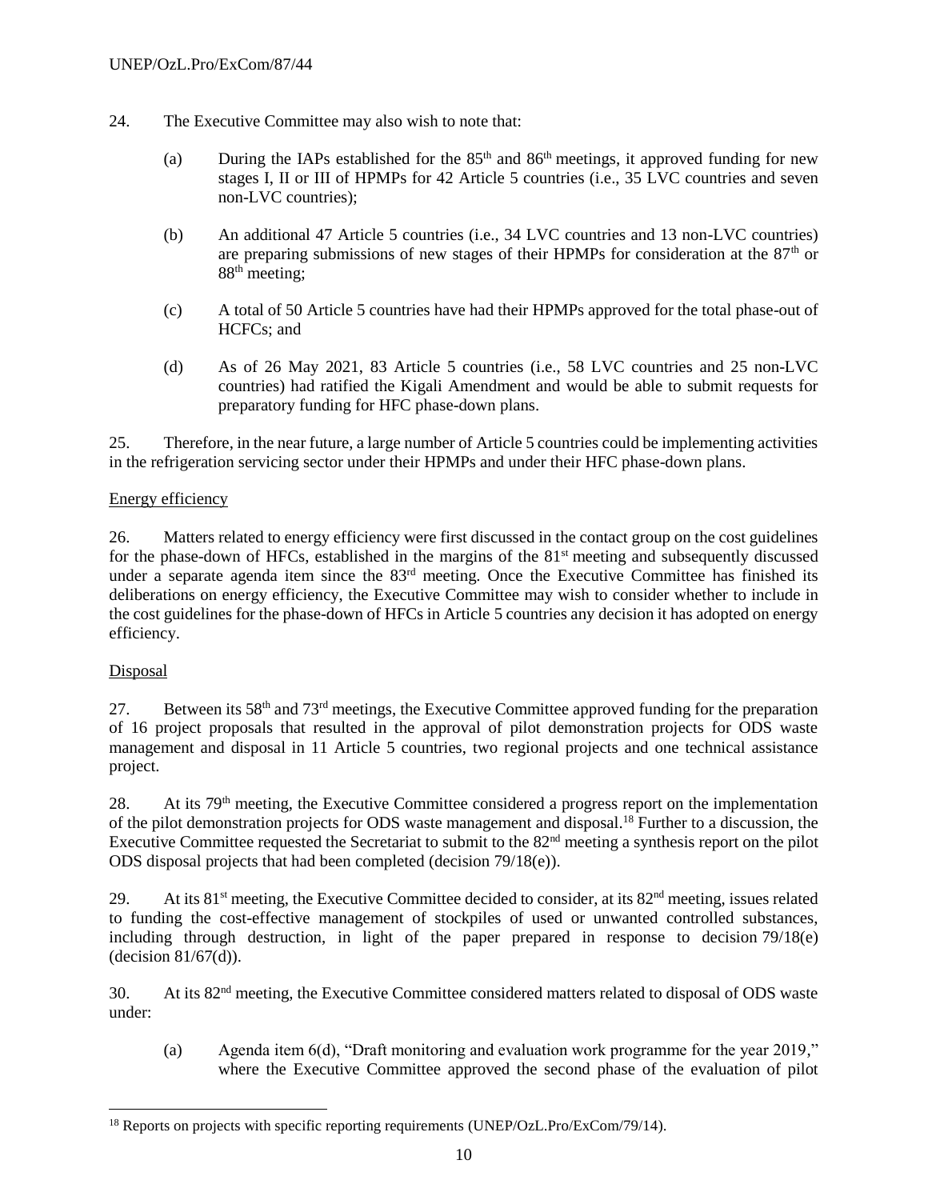24. The Executive Committee may also wish to note that:

(a) During the IAPs established for the 85th and 86th meetings, it approved funding for new stages I, II or III of HPMPs for 42 Article 5 countries (i.e., 35 LVC countries and seven non-LVC countries);

(b) An additional 47 Article 5 countries (i.e., 34 LVC countries and 13 non-LVC countries) are preparing submissions of new stages of their HPMPs for consideration at the 87th or 88th meeting;

(c) A total of 50 Article 5 countries have had their HPMPs approved for the total phase-out of HCFCs; and

(d) As of 26 May 2021, 83 Article 5 countries (i.e., 58 LVC countries and 25 non-LVC countries) had ratified the Kigali Amendment and would be able to submit requests for preparatory funding for HFC phase-down plans.

25. Therefore, in the near future, a large number of Article 5 countries could be implementing activities in the refrigeration servicing sector under their HPMPs and under their HFC phase-down plans.

Energy efficiency

26. Matters related to energy efficiency were first discussed in the contact group on the cost guidelines for the phase-down of HFCs, established in the margins of the 81st meeting and subsequently discussed under a separate agenda item since the 83rd meeting. Once the Executive Committee has finished its deliberations on energy efficiency, the Executive Committee may wish to consider whether to include in the cost guidelines for the phase-down of HFCs in Article 5 countries any decision it has adopted on energy efficiency.

Disposal

27. Between its 58th and 73rd meetings, the Executive Committee approved funding for the preparation of 16 project proposals that resulted in the approval of pilot demonstration projects for ODS waste management and disposal in 11 Article 5 countries, two regional projects and one technical assistance project.

28. At its 79th meeting, the Executive Committee considered a progress report on the implementation of the pilot demonstration projects for ODS waste management and disposal.[18] Further to a discussion, the Executive Committee requested the Secretariat to submit to the 82nd meeting a synthesis report on the pilot ODS disposal projects that had been completed (decision 79/18(e)).

29. At its 81st meeting, the Executive Committee decided to consider, at its 82nd meeting, issues related to funding the cost-effective management of stockpiles of used or unwanted controlled substances, including through destruction, in light of the paper prepared in response to decision 79/18(e) (decision 81/67(d)).

30. At its 82nd meeting, the Executive Committee considered matters related to disposal of ODS waste under:

(a) Agenda item 6(d), "Draft monitoring and evaluation work programme for the year 2019," where the Executive Committee approved the second phase of the evaluation of pilot

[18] Reports on projects with specific reporting requirements (UNEP/OzL.Pro/ExCom/79/14).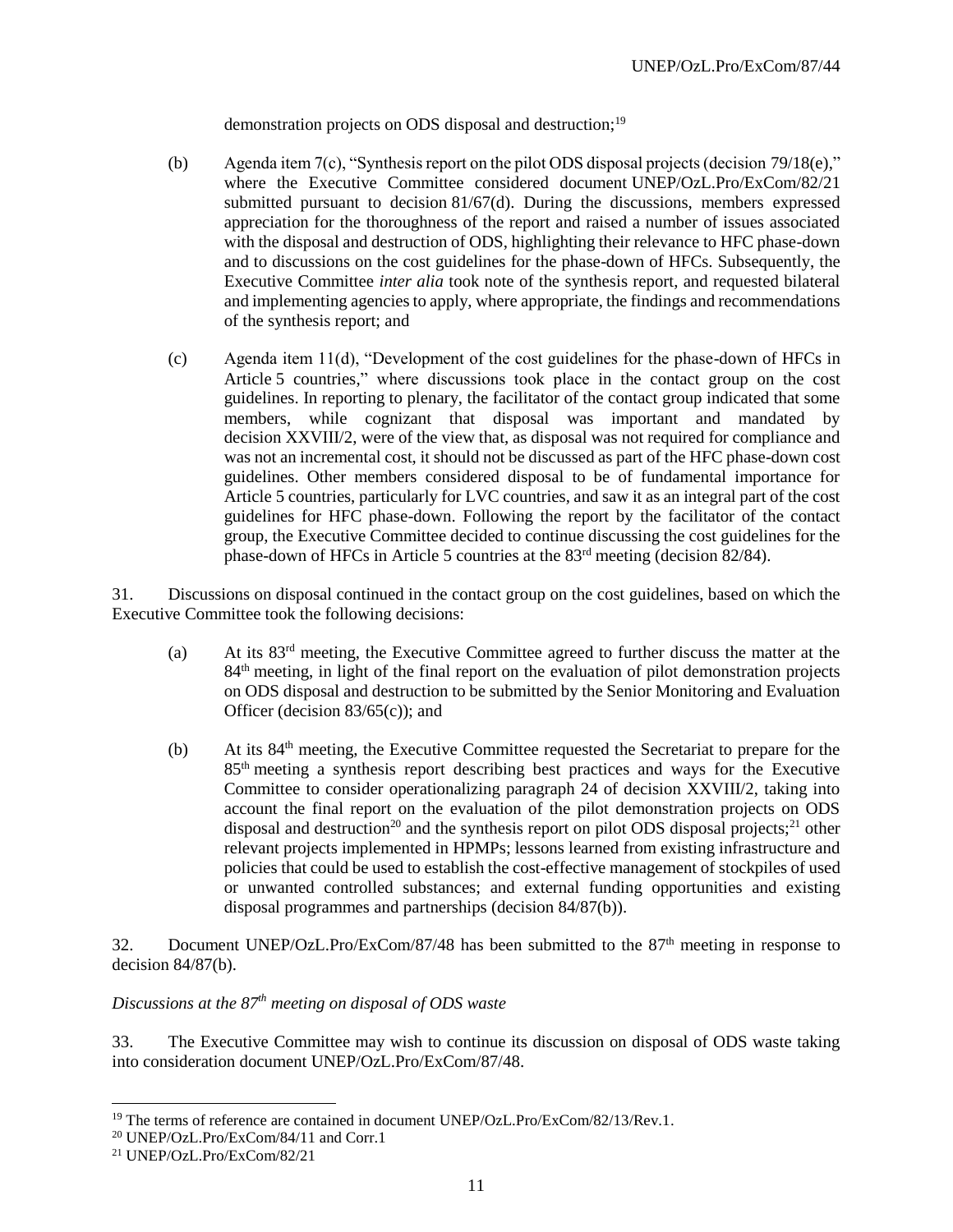demonstration projects on ODS disposal and destruction;[19]

(b) Agenda item 7(c), "Synthesis report on the pilot ODS disposal projects (decision 79/18(e)," where the Executive Committee considered document UNEP/OzL.Pro/ExCom/82/21 submitted pursuant to decision 81/67(d). During the discussions, members expressed appreciation for the thoroughness of the report and raised a number of issues associated with the disposal and destruction of ODS, highlighting their relevance to HFC phase-down and to discussions on the cost guidelines for the phase-down of HFCs. Subsequently, the Executive Committee *inter alia* took note of the synthesis report, and requested bilateral and implementing agencies to apply, where appropriate, the findings and recommendations of the synthesis report; and

(c) Agenda item 11(d), "Development of the cost guidelines for the phase-down of HFCs in Article 5 countries," where discussions took place in the contact group on the cost guidelines. In reporting to plenary, the facilitator of the contact group indicated that some members, while cognizant that disposal was important and mandated by decision XXVIII/2, were of the view that, as disposal was not required for compliance and was not an incremental cost, it should not be discussed as part of the HFC phase-down cost guidelines. Other members considered disposal to be of fundamental importance for Article 5 countries, particularly for LVC countries, and saw it as an integral part of the cost guidelines for HFC phase-down. Following the report by the facilitator of the contact group, the Executive Committee decided to continue discussing the cost guidelines for the phase-down of HFCs in Article 5 countries at the 83rd meeting (decision 82/84).

31. Discussions on disposal continued in the contact group on the cost guidelines, based on which the Executive Committee took the following decisions:

(a) At its 83rd meeting, the Executive Committee agreed to further discuss the matter at the 84th meeting, in light of the final report on the evaluation of pilot demonstration projects on ODS disposal and destruction to be submitted by the Senior Monitoring and Evaluation Officer (decision 83/65(c)); and

(b) At its 84th meeting, the Executive Committee requested the Secretariat to prepare for the 85th meeting a synthesis report describing best practices and ways for the Executive Committee to consider operationalizing paragraph 24 of decision XXVIII/2, taking into account the final report on the evaluation of the pilot demonstration projects on ODS disposal and destruction[20] and the synthesis report on pilot ODS disposal projects;[21] other relevant projects implemented in HPMPs; lessons learned from existing infrastructure and policies that could be used to establish the cost-effective management of stockpiles of used or unwanted controlled substances; and external funding opportunities and existing disposal programmes and partnerships (decision 84/87(b)).

32. Document UNEP/OzL.Pro/ExCom/87/48 has been submitted to the 87th meeting in response to decision 84/87(b).

*Discussions at the 87th meeting on disposal of ODS waste*

33. The Executive Committee may wish to continue its discussion on disposal of ODS waste taking into consideration document UNEP/OzL.Pro/ExCom/87/48.

---

[19] The terms of reference are contained in document UNEP/OzL.Pro/ExCom/82/13/Rev.1.

[20] UNEP/OzL.Pro/ExCom/84/11 and Corr.1

[21] UNEP/OzL.Pro/ExCom/82/21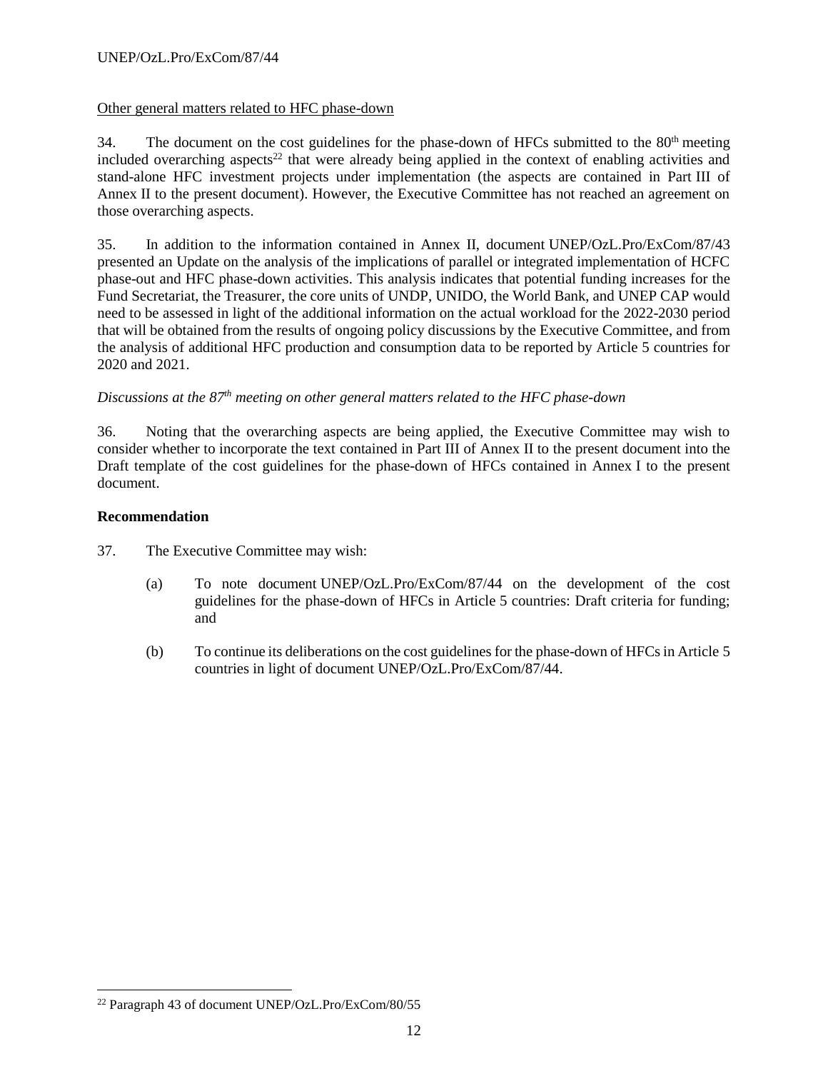Other general matters related to HFC phase-down

34. The document on the cost guidelines for the phase-down of HFCs submitted to the 80th meeting included overarching aspects[22] that were already being applied in the context of enabling activities and stand-alone HFC investment projects under implementation (the aspects are contained in Part III of Annex II to the present document). However, the Executive Committee has not reached an agreement on those overarching aspects.

35. In addition to the information contained in Annex II, document UNEP/OzL.Pro/ExCom/87/43 presented an Update on the analysis of the implications of parallel or integrated implementation of HCFC phase-out and HFC phase-down activities. This analysis indicates that potential funding increases for the Fund Secretariat, the Treasurer, the core units of UNDP, UNIDO, the World Bank, and UNEP CAP would need to be assessed in light of the additional information on the actual workload for the 2022-2030 period that will be obtained from the results of ongoing policy discussions by the Executive Committee, and from the analysis of additional HFC production and consumption data to be reported by Article 5 countries for 2020 and 2021.

*Discussions at the 87th meeting on other general matters related to the HFC phase-down*

36. Noting that the overarching aspects are being applied, the Executive Committee may wish to consider whether to incorporate the text contained in Part III of Annex II to the present document into the Draft template of the cost guidelines for the phase-down of HFCs contained in Annex I to the present document.

**Recommendation**

37. The Executive Committee may wish:

(a) To note document UNEP/OzL.Pro/ExCom/87/44 on the development of the cost guidelines for the phase-down of HFCs in Article 5 countries: Draft criteria for funding; and

(b) To continue its deliberations on the cost guidelines for the phase-down of HFCs in Article 5 countries in light of document UNEP/OzL.Pro/ExCom/87/44.

[22] Paragraph 43 of document UNEP/OzL.Pro/ExCom/80/55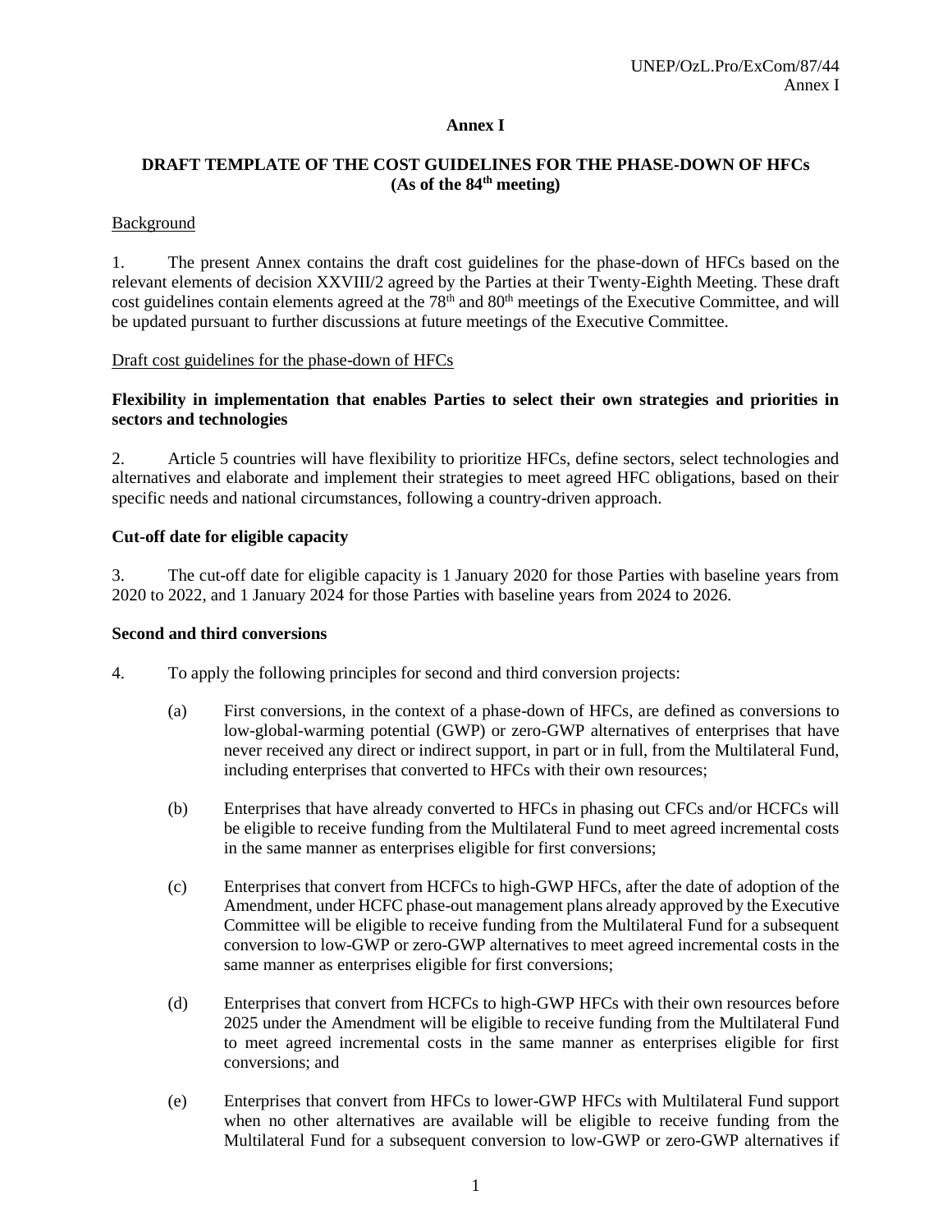# Annex I

## DRAFT TEMPLATE OF THE COST GUIDELINES FOR THE PHASE-DOWN OF HFCs (As of the 84th meeting)

Background

1. The present Annex contains the draft cost guidelines for the phase-down of HFCs based on the relevant elements of decision XXVIII/2 agreed by the Parties at their Twenty-Eighth Meeting. These draft cost guidelines contain elements agreed at the 78th and 80th meetings of the Executive Committee, and will be updated pursuant to further discussions at future meetings of the Executive Committee.

Draft cost guidelines for the phase-down of HFCs

**Flexibility in implementation that enables Parties to select their own strategies and priorities in sectors and technologies**

2. Article 5 countries will have flexibility to prioritize HFCs, define sectors, select technologies and alternatives and elaborate and implement their strategies to meet agreed HFC obligations, based on their specific needs and national circumstances, following a country-driven approach.

**Cut-off date for eligible capacity**

3. The cut-off date for eligible capacity is 1 January 2020 for those Parties with baseline years from 2020 to 2022, and 1 January 2024 for those Parties with baseline years from 2024 to 2026.

**Second and third conversions**

4. To apply the following principles for second and third conversion projects:

   (a) First conversions, in the context of a phase-down of HFCs, are defined as conversions to low-global-warming potential (GWP) or zero-GWP alternatives of enterprises that have never received any direct or indirect support, in part or in full, from the Multilateral Fund, including enterprises that converted to HFCs with their own resources;

   (b) Enterprises that have already converted to HFCs in phasing out CFCs and/or HCFCs will be eligible to receive funding from the Multilateral Fund to meet agreed incremental costs in the same manner as enterprises eligible for first conversions;

   (c) Enterprises that convert from HCFCs to high-GWP HFCs, after the date of adoption of the Amendment, under HCFC phase-out management plans already approved by the Executive Committee will be eligible to receive funding from the Multilateral Fund for a subsequent conversion to low-GWP or zero-GWP alternatives to meet agreed incremental costs in the same manner as enterprises eligible for first conversions;

   (d) Enterprises that convert from HCFCs to high-GWP HFCs with their own resources before 2025 under the Amendment will be eligible to receive funding from the Multilateral Fund to meet agreed incremental costs in the same manner as enterprises eligible for first conversions; and

   (e) Enterprises that convert from HFCs to lower-GWP HFCs with Multilateral Fund support when no other alternatives are available will be eligible to receive funding from the Multilateral Fund for a subsequent conversion to low-GWP or zero-GWP alternatives if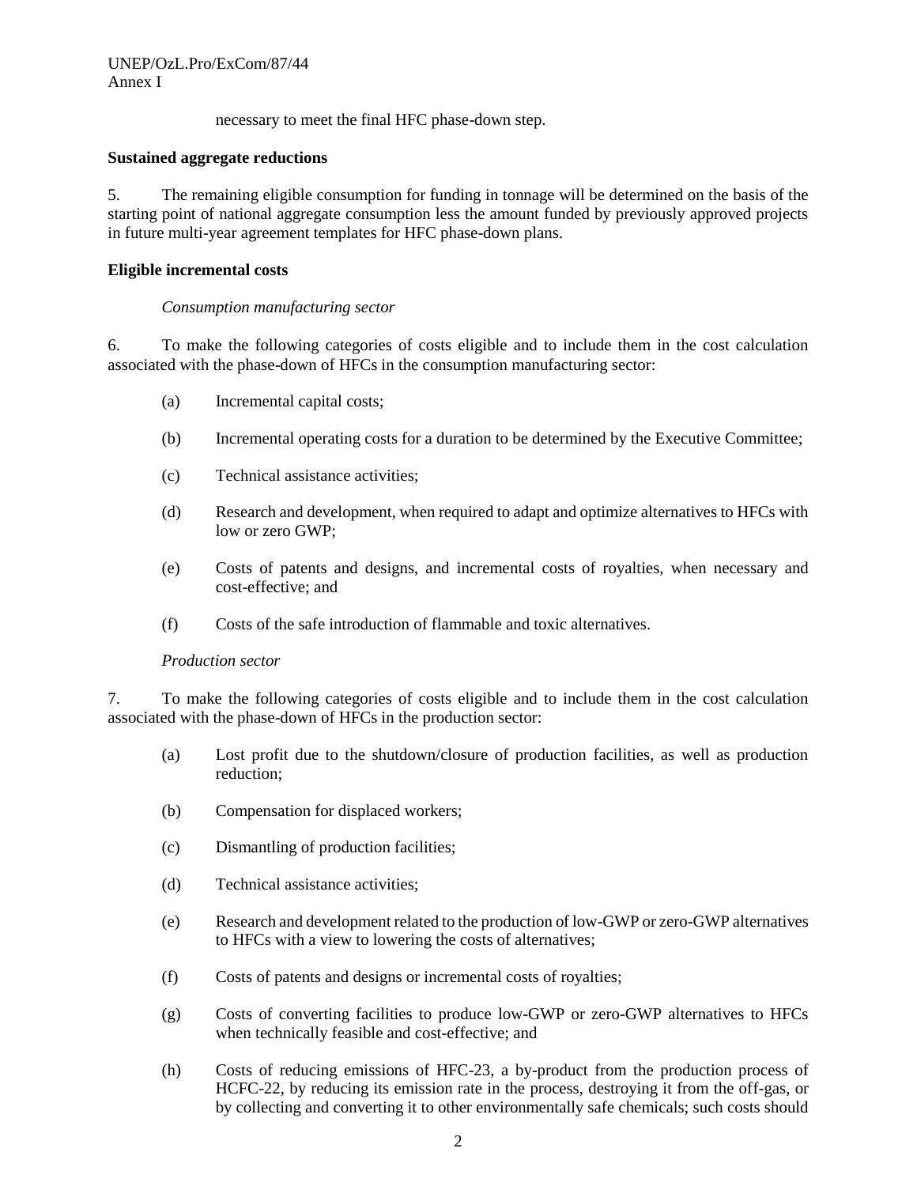necessary to meet the final HFC phase-down step.

**Sustained aggregate reductions**

5. The remaining eligible consumption for funding in tonnage will be determined on the basis of the starting point of national aggregate consumption less the amount funded by previously approved projects in future multi-year agreement templates for HFC phase-down plans.

**Eligible incremental costs**

*Consumption manufacturing sector*

6. To make the following categories of costs eligible and to include them in the cost calculation associated with the phase-down of HFCs in the consumption manufacturing sector:

(a) Incremental capital costs;

(b) Incremental operating costs for a duration to be determined by the Executive Committee;

(c) Technical assistance activities;

(d) Research and development, when required to adapt and optimize alternatives to HFCs with low or zero GWP;

(e) Costs of patents and designs, and incremental costs of royalties, when necessary and cost-effective; and

(f) Costs of the safe introduction of flammable and toxic alternatives.

*Production sector*

7. To make the following categories of costs eligible and to include them in the cost calculation associated with the phase-down of HFCs in the production sector:

(a) Lost profit due to the shutdown/closure of production facilities, as well as production reduction;

(b) Compensation for displaced workers;

(c) Dismantling of production facilities;

(d) Technical assistance activities;

(e) Research and development related to the production of low-GWP or zero-GWP alternatives to HFCs with a view to lowering the costs of alternatives;

(f) Costs of patents and designs or incremental costs of royalties;

(g) Costs of converting facilities to produce low-GWP or zero-GWP alternatives to HFCs when technically feasible and cost-effective; and

(h) Costs of reducing emissions of HFC-23, a by-product from the production process of HCFC-22, by reducing its emission rate in the process, destroying it from the off-gas, or by collecting and converting it to other environmentally safe chemicals; such costs should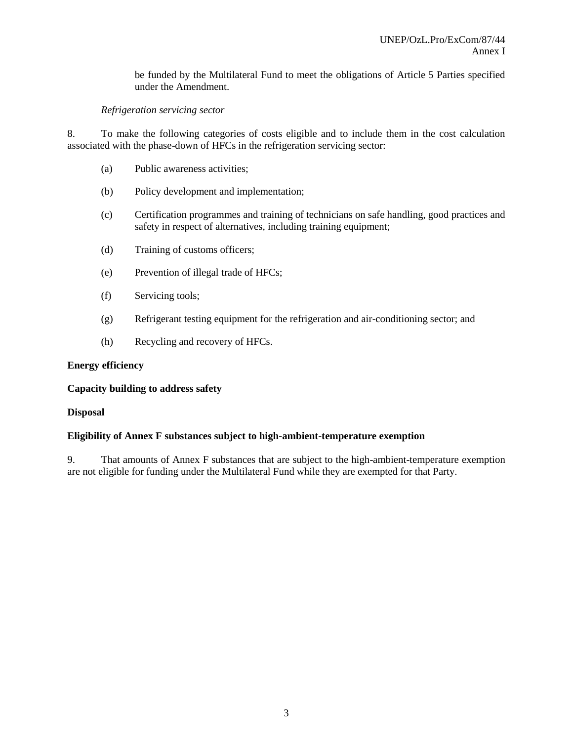be funded by the Multilateral Fund to meet the obligations of Article 5 Parties specified under the Amendment.

*Refrigeration servicing sector*

8. To make the following categories of costs eligible and to include them in the cost calculation associated with the phase-down of HFCs in the refrigeration servicing sector:

(a) Public awareness activities;

(b) Policy development and implementation;

(c) Certification programmes and training of technicians on safe handling, good practices and safety in respect of alternatives, including training equipment;

(d) Training of customs officers;

(e) Prevention of illegal trade of HFCs;

(f) Servicing tools;

(g) Refrigerant testing equipment for the refrigeration and air-conditioning sector; and

(h) Recycling and recovery of HFCs.

**Energy efficiency**

**Capacity building to address safety**

**Disposal**

**Eligibility of Annex F substances subject to high-ambient-temperature exemption**

9. That amounts of Annex F substances that are subject to the high-ambient-temperature exemption are not eligible for funding under the Multilateral Fund while they are exempted for that Party.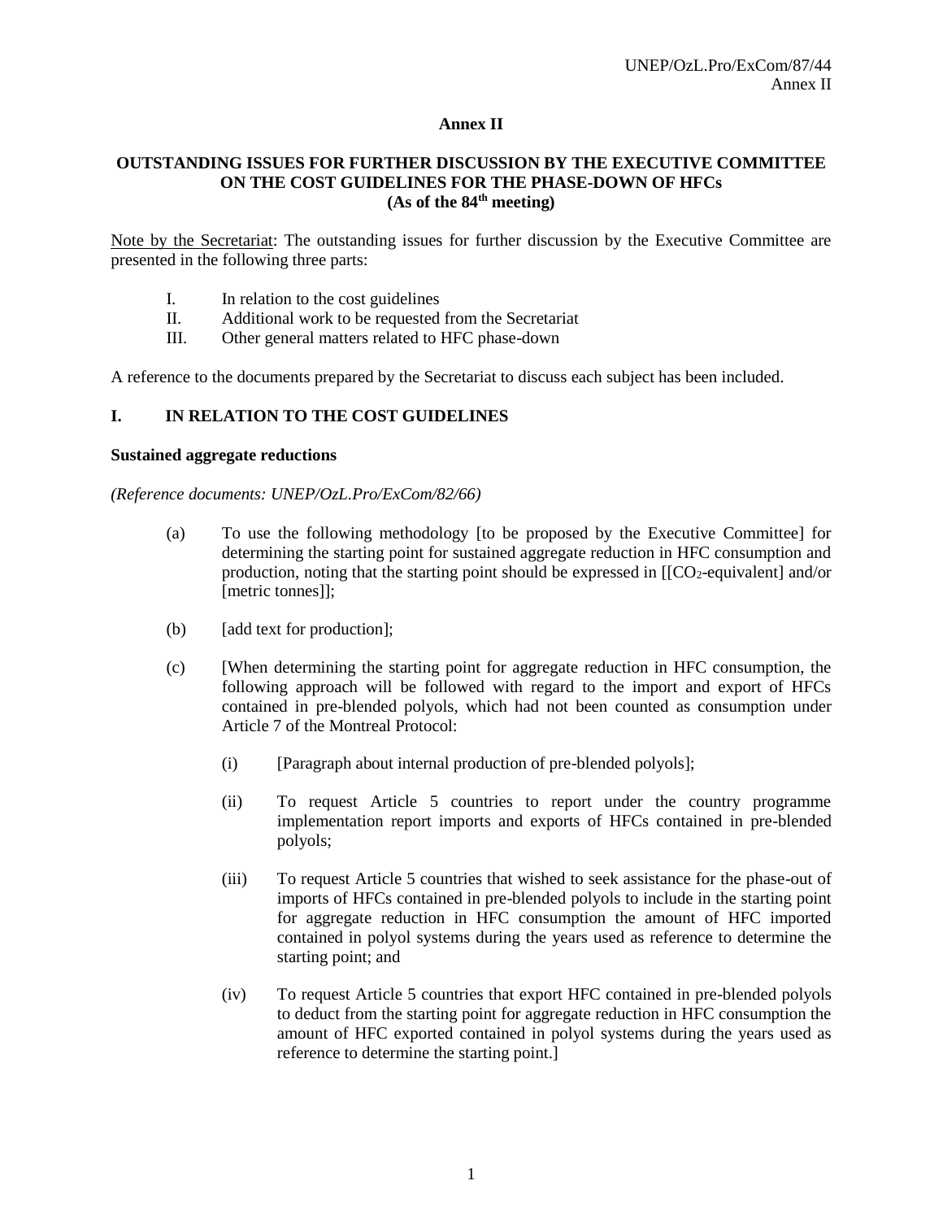# Annex II

## OUTSTANDING ISSUES FOR FURTHER DISCUSSION BY THE EXECUTIVE COMMITTEE ON THE COST GUIDELINES FOR THE PHASE-DOWN OF HFCs (As of the 84th meeting)

Note by the Secretariat: The outstanding issues for further discussion by the Executive Committee are presented in the following three parts:

I. In relation to the cost guidelines
II. Additional work to be requested from the Secretariat
III. Other general matters related to HFC phase-down

A reference to the documents prepared by the Secretariat to discuss each subject has been included.

## I. IN RELATION TO THE COST GUIDELINES

**Sustained aggregate reductions**

*(Reference documents: UNEP/OzL.Pro/ExCom/82/66)*

(a) To use the following methodology [to be proposed by the Executive Committee] for determining the starting point for sustained aggregate reduction in HFC consumption and production, noting that the starting point should be expressed in [[$CO_2$-equivalent] and/or [metric tonnes]];

(b) [add text for production];

(c) [When determining the starting point for aggregate reduction in HFC consumption, the following approach will be followed with regard to the import and export of HFCs contained in pre-blended polyols, which had not been counted as consumption under Article 7 of the Montreal Protocol:

(i) [Paragraph about internal production of pre-blended polyols];

(ii) To request Article 5 countries to report under the country programme implementation report imports and exports of HFCs contained in pre-blended polyols;

(iii) To request Article 5 countries that wished to seek assistance for the phase-out of imports of HFCs contained in pre-blended polyols to include in the starting point for aggregate reduction in HFC consumption the amount of HFC imported contained in polyol systems during the years used as reference to determine the starting point; and

(iv) To request Article 5 countries that export HFC contained in pre-blended polyols to deduct from the starting point for aggregate reduction in HFC consumption the amount of HFC exported contained in polyol systems during the years used as reference to determine the starting point.]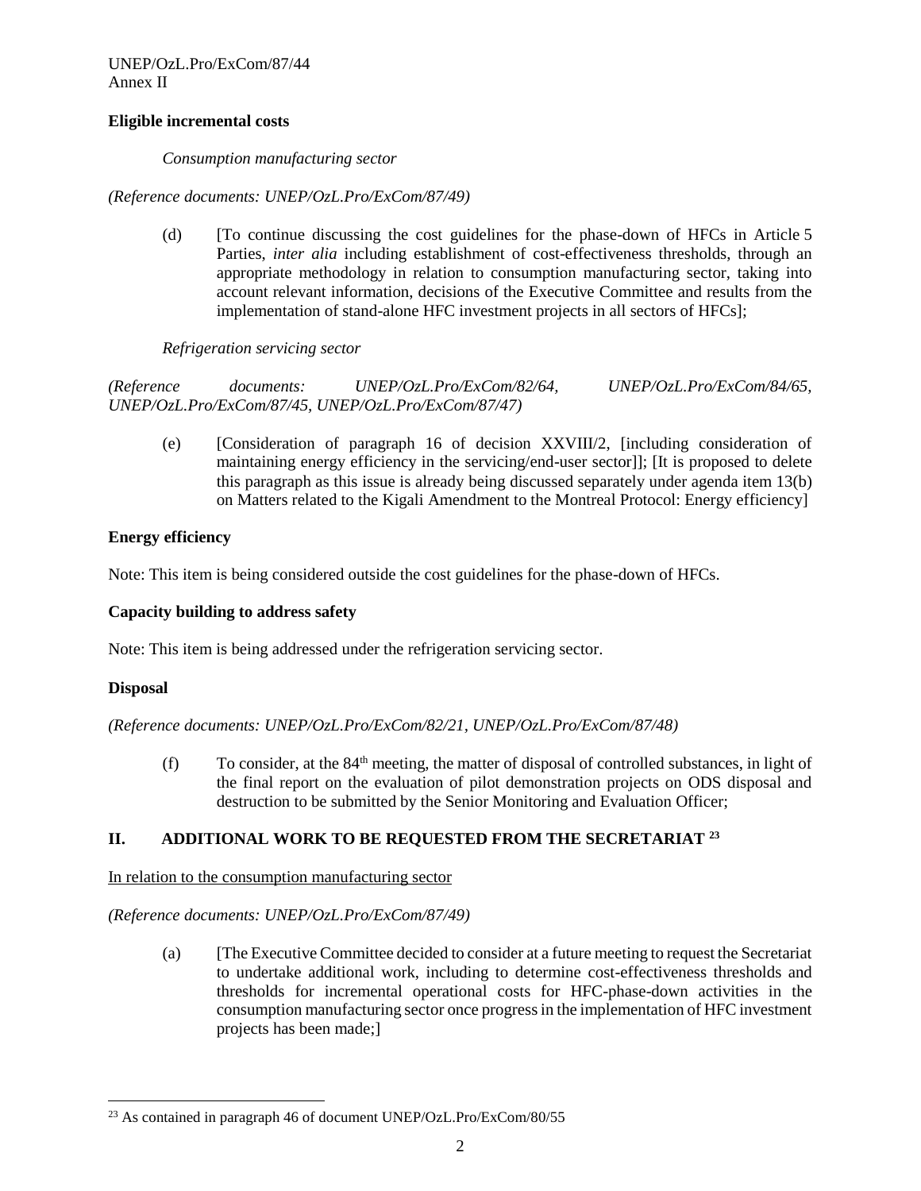**Eligible incremental costs**

*Consumption manufacturing sector*

*(Reference documents: UNEP/OzL.Pro/ExCom/87/49)*

(d) [To continue discussing the cost guidelines for the phase-down of HFCs in Article 5 Parties, *inter alia* including establishment of cost-effectiveness thresholds, through an appropriate methodology in relation to consumption manufacturing sector, taking into account relevant information, decisions of the Executive Committee and results from the implementation of stand-alone HFC investment projects in all sectors of HFCs];

*Refrigeration servicing sector*

*(Reference documents: UNEP/OzL.Pro/ExCom/82/64, UNEP/OzL.Pro/ExCom/84/65, UNEP/OzL.Pro/ExCom/87/45, UNEP/OzL.Pro/ExCom/87/47)*

(e) [Consideration of paragraph 16 of decision XXVIII/2, [including consideration of maintaining energy efficiency in the servicing/end-user sector]]; [It is proposed to delete this paragraph as this issue is already being discussed separately under agenda item 13(b) on Matters related to the Kigali Amendment to the Montreal Protocol: Energy efficiency]

**Energy efficiency**

Note: This item is being considered outside the cost guidelines for the phase-down of HFCs.

**Capacity building to address safety**

Note: This item is being addressed under the refrigeration servicing sector.

**Disposal**

*(Reference documents: UNEP/OzL.Pro/ExCom/82/21, UNEP/OzL.Pro/ExCom/87/48)*

(f) To consider, at the 84th meeting, the matter of disposal of controlled substances, in light of the final report on the evaluation of pilot demonstration projects on ODS disposal and destruction to be submitted by the Senior Monitoring and Evaluation Officer;

## II. ADDITIONAL WORK TO BE REQUESTED FROM THE SECRETARIAT [23]

In relation to the consumption manufacturing sector

*(Reference documents: UNEP/OzL.Pro/ExCom/87/49)*

(a) [The Executive Committee decided to consider at a future meeting to request the Secretariat to undertake additional work, including to determine cost-effectiveness thresholds and thresholds for incremental operational costs for HFC-phase-down activities in the consumption manufacturing sector once progress in the implementation of HFC investment projects has been made;]

---

[23] As contained in paragraph 46 of document UNEP/OzL.Pro/ExCom/80/55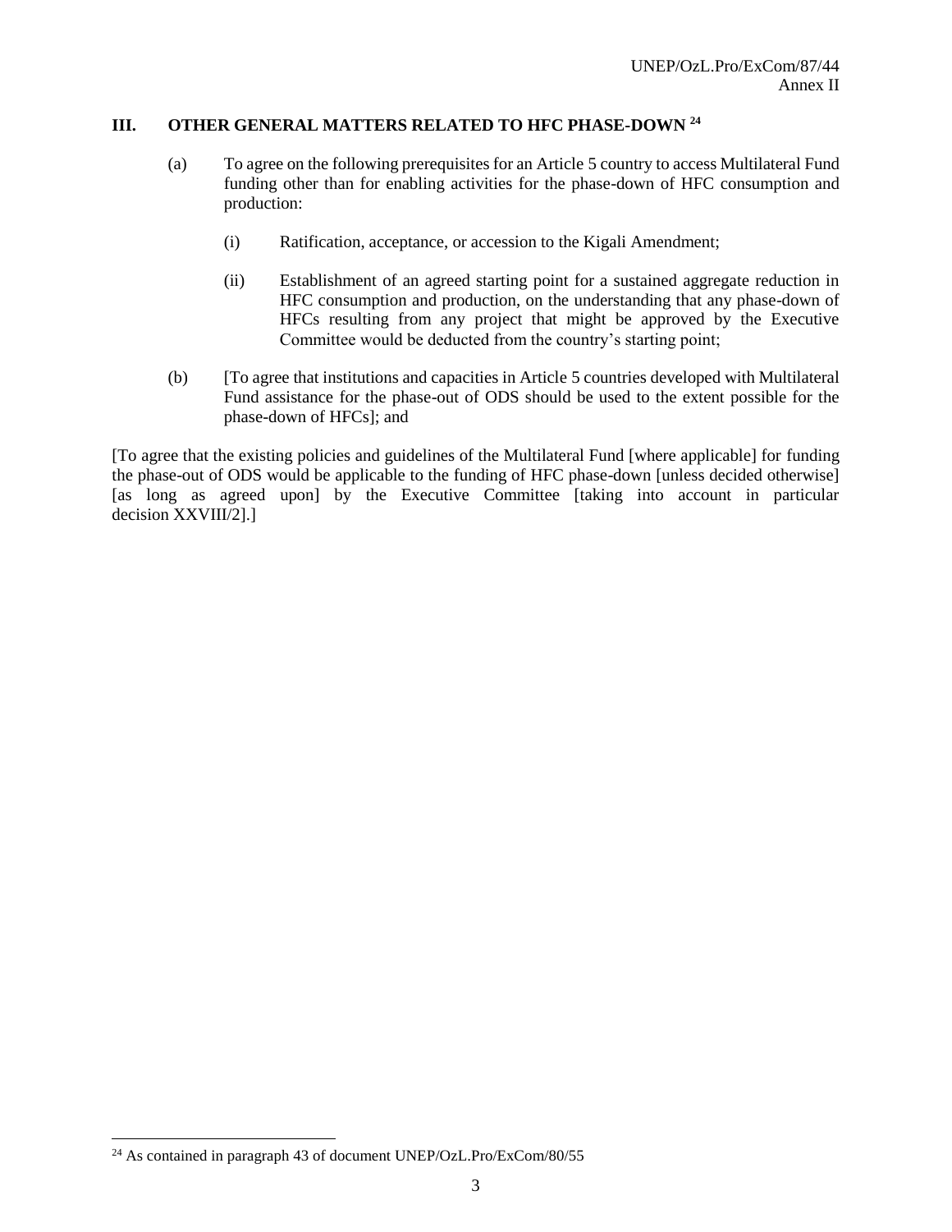## III. OTHER GENERAL MATTERS RELATED TO HFC PHASE-DOWN [24]

(a) To agree on the following prerequisites for an Article 5 country to access Multilateral Fund funding other than for enabling activities for the phase-down of HFC consumption and production:

(i) Ratification, acceptance, or accession to the Kigali Amendment;

(ii) Establishment of an agreed starting point for a sustained aggregate reduction in HFC consumption and production, on the understanding that any phase-down of HFCs resulting from any project that might be approved by the Executive Committee would be deducted from the country's starting point;

(b) [To agree that institutions and capacities in Article 5 countries developed with Multilateral Fund assistance for the phase-out of ODS should be used to the extent possible for the phase-down of HFCs]; and

[To agree that the existing policies and guidelines of the Multilateral Fund [where applicable] for funding the phase-out of ODS would be applicable to the funding of HFC phase-down [unless decided otherwise] [as long as agreed upon] by the Executive Committee [taking into account in particular decision XXVIII/2].]

---

[24] As contained in paragraph 43 of document UNEP/OzL.Pro/ExCom/80/55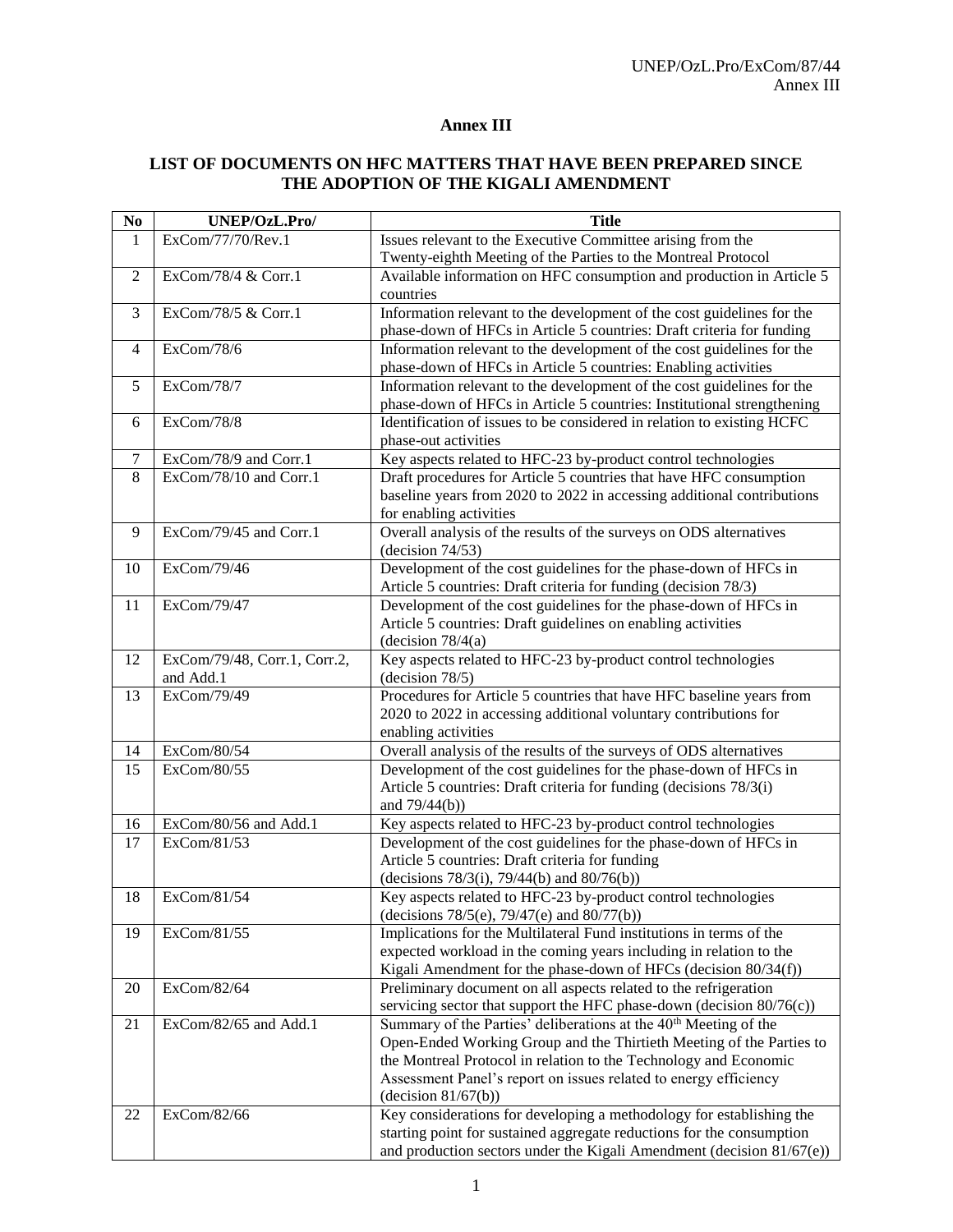# Annex III

## LIST OF DOCUMENTS ON HFC MATTERS THAT HAVE BEEN PREPARED SINCE THE ADOPTION OF THE KIGALI AMENDMENT

| No | UNEP/OzL.Pro/ | Title |
|---|---|---|
| 1 | ExCom/77/70/Rev.1 | Issues relevant to the Executive Committee arising from the Twenty-eighth Meeting of the Parties to the Montreal Protocol |
| 2 | ExCom/78/4 & Corr.1 | Available information on HFC consumption and production in Article 5 countries |
| 3 | ExCom/78/5 & Corr.1 | Information relevant to the development of the cost guidelines for the phase-down of HFCs in Article 5 countries: Draft criteria for funding |
| 4 | ExCom/78/6 | Information relevant to the development of the cost guidelines for the phase-down of HFCs in Article 5 countries: Enabling activities |
| 5 | ExCom/78/7 | Information relevant to the development of the cost guidelines for the phase-down of HFCs in Article 5 countries: Institutional strengthening |
| 6 | ExCom/78/8 | Identification of issues to be considered in relation to existing HCFC phase-out activities |
| 7 | ExCom/78/9 and Corr.1 | Key aspects related to HFC-23 by-product control technologies |
| 8 | ExCom/78/10 and Corr.1 | Draft procedures for Article 5 countries that have HFC consumption baseline years from 2020 to 2022 in accessing additional contributions for enabling activities |
| 9 | ExCom/79/45 and Corr.1 | Overall analysis of the results of the surveys on ODS alternatives (decision 74/53) |
| 10 | ExCom/79/46 | Development of the cost guidelines for the phase-down of HFCs in Article 5 countries: Draft criteria for funding (decision 78/3) |
| 11 | ExCom/79/47 | Development of the cost guidelines for the phase-down of HFCs in Article 5 countries: Draft guidelines on enabling activities (decision 78/4(a) |
| 12 | ExCom/79/48, Corr.1, Corr.2, and Add.1 | Key aspects related to HFC-23 by-product control technologies (decision 78/5) |
| 13 | ExCom/79/49 | Procedures for Article 5 countries that have HFC baseline years from 2020 to 2022 in accessing additional voluntary contributions for enabling activities |
| 14 | ExCom/80/54 | Overall analysis of the results of the surveys of ODS alternatives |
| 15 | ExCom/80/55 | Development of the cost guidelines for the phase-down of HFCs in Article 5 countries: Draft criteria for funding (decisions 78/3(i) and 79/44(b)) |
| 16 | ExCom/80/56 and Add.1 | Key aspects related to HFC-23 by-product control technologies |
| 17 | ExCom/81/53 | Development of the cost guidelines for the phase-down of HFCs in Article 5 countries: Draft criteria for funding (decisions 78/3(i), 79/44(b) and 80/76(b)) |
| 18 | ExCom/81/54 | Key aspects related to HFC-23 by-product control technologies (decisions 78/5(e), 79/47(e) and 80/77(b)) |
| 19 | ExCom/81/55 | Implications for the Multilateral Fund institutions in terms of the expected workload in the coming years including in relation to the Kigali Amendment for the phase-down of HFCs (decision 80/34(f)) |
| 20 | ExCom/82/64 | Preliminary document on all aspects related to the refrigeration servicing sector that support the HFC phase-down (decision 80/76(c)) |
| 21 | ExCom/82/65 and Add.1 | Summary of the Parties' deliberations at the 40th Meeting of the Open-Ended Working Group and the Thirtieth Meeting of the Parties to the Montreal Protocol in relation to the Technology and Economic Assessment Panel's report on issues related to energy efficiency (decision 81/67(b)) |
| 22 | ExCom/82/66 | Key considerations for developing a methodology for establishing the starting point for sustained aggregate reductions for the consumption and production sectors under the Kigali Amendment (decision 81/67(e)) |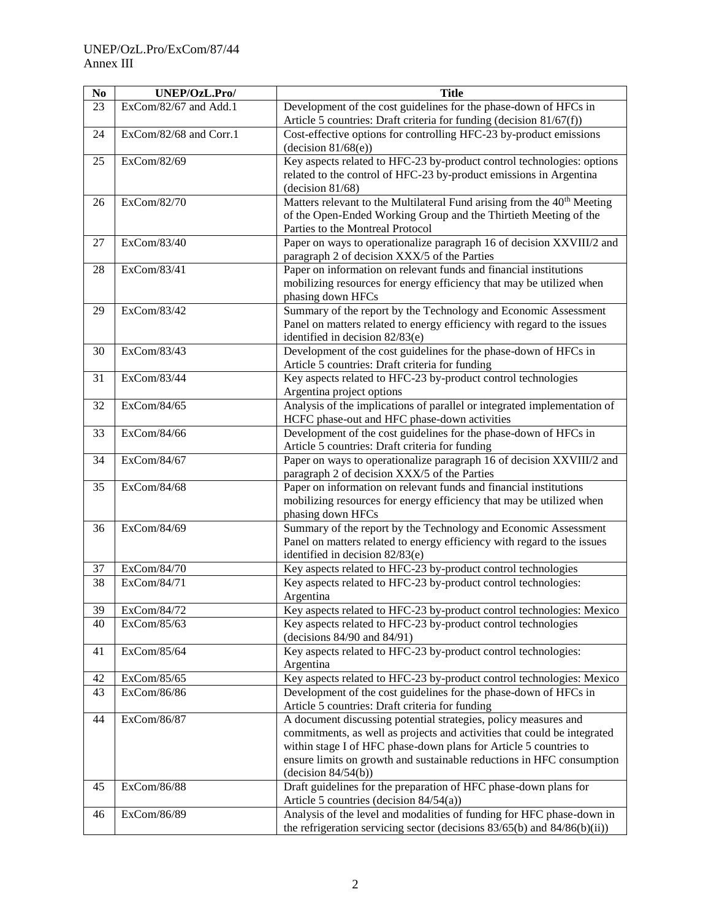| No | UNEP/OzL.Pro/ | Title |
|---|---|---|
| 23 | ExCom/82/67 and Add.1 | Development of the cost guidelines for the phase-down of HFCs in Article 5 countries: Draft criteria for funding (decision 81/67(f)) |
| 24 | ExCom/82/68 and Corr.1 | Cost-effective options for controlling HFC-23 by-product emissions (decision 81/68(e)) |
| 25 | ExCom/82/69 | Key aspects related to HFC-23 by-product control technologies: options related to the control of HFC-23 by-product emissions in Argentina (decision 81/68) |
| 26 | ExCom/82/70 | Matters relevant to the Multilateral Fund arising from the 40th Meeting of the Open-Ended Working Group and the Thirtieth Meeting of the Parties to the Montreal Protocol |
| 27 | ExCom/83/40 | Paper on ways to operationalize paragraph 16 of decision XXVIII/2 and paragraph 2 of decision XXX/5 of the Parties |
| 28 | ExCom/83/41 | Paper on information on relevant funds and financial institutions mobilizing resources for energy efficiency that may be utilized when phasing down HFCs |
| 29 | ExCom/83/42 | Summary of the report by the Technology and Economic Assessment Panel on matters related to energy efficiency with regard to the issues identified in decision 82/83(e) |
| 30 | ExCom/83/43 | Development of the cost guidelines for the phase-down of HFCs in Article 5 countries: Draft criteria for funding |
| 31 | ExCom/83/44 | Key aspects related to HFC-23 by-product control technologies Argentina project options |
| 32 | ExCom/84/65 | Analysis of the implications of parallel or integrated implementation of HCFC phase-out and HFC phase-down activities |
| 33 | ExCom/84/66 | Development of the cost guidelines for the phase-down of HFCs in Article 5 countries: Draft criteria for funding |
| 34 | ExCom/84/67 | Paper on ways to operationalize paragraph 16 of decision XXVIII/2 and paragraph 2 of decision XXX/5 of the Parties |
| 35 | ExCom/84/68 | Paper on information on relevant funds and financial institutions mobilizing resources for energy efficiency that may be utilized when phasing down HFCs |
| 36 | ExCom/84/69 | Summary of the report by the Technology and Economic Assessment Panel on matters related to energy efficiency with regard to the issues identified in decision 82/83(e) |
| 37 | ExCom/84/70 | Key aspects related to HFC-23 by-product control technologies |
| 38 | ExCom/84/71 | Key aspects related to HFC-23 by-product control technologies: Argentina |
| 39 | ExCom/84/72 | Key aspects related to HFC-23 by-product control technologies: Mexico |
| 40 | ExCom/85/63 | Key aspects related to HFC-23 by-product control technologies (decisions 84/90 and 84/91) |
| 41 | ExCom/85/64 | Key aspects related to HFC-23 by-product control technologies: Argentina |
| 42 | ExCom/85/65 | Key aspects related to HFC-23 by-product control technologies: Mexico |
| 43 | ExCom/86/86 | Development of the cost guidelines for the phase-down of HFCs in Article 5 countries: Draft criteria for funding |
| 44 | ExCom/86/87 | A document discussing potential strategies, policy measures and commitments, as well as projects and activities that could be integrated within stage I of HFC phase-down plans for Article 5 countries to ensure limits on growth and sustainable reductions in HFC consumption (decision 84/54(b)) |
| 45 | ExCom/86/88 | Draft guidelines for the preparation of HFC phase-down plans for Article 5 countries (decision 84/54(a)) |
| 46 | ExCom/86/89 | Analysis of the level and modalities of funding for HFC phase-down in the refrigeration servicing sector (decisions 83/65(b) and 84/86(b)(ii)) |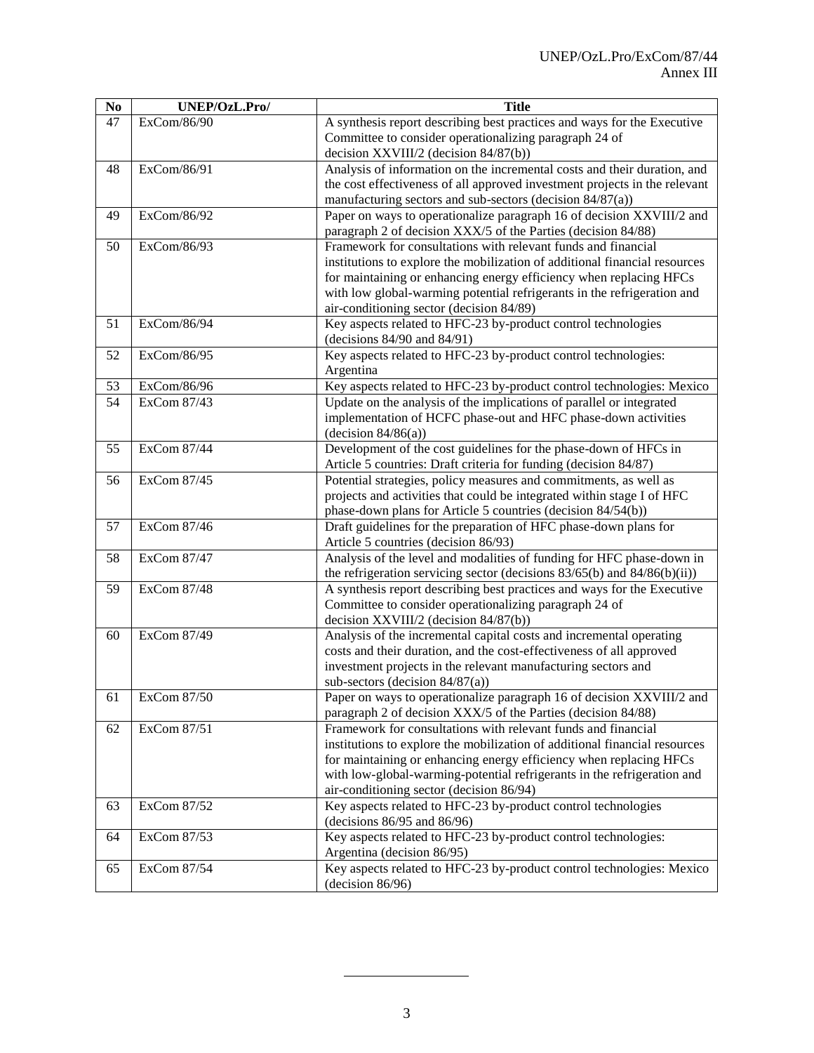| No | UNEP/OzL.Pro/ | Title |
|---|---|---|
| 47 | ExCom/86/90 | A synthesis report describing best practices and ways for the Executive Committee to consider operationalizing paragraph 24 of decision XXVIII/2 (decision 84/87(b)) |
| 48 | ExCom/86/91 | Analysis of information on the incremental costs and their duration, and the cost effectiveness of all approved investment projects in the relevant manufacturing sectors and sub-sectors (decision 84/87(a)) |
| 49 | ExCom/86/92 | Paper on ways to operationalize paragraph 16 of decision XXVIII/2 and paragraph 2 of decision XXX/5 of the Parties (decision 84/88) |
| 50 | ExCom/86/93 | Framework for consultations with relevant funds and financial institutions to explore the mobilization of additional financial resources for maintaining or enhancing energy efficiency when replacing HFCs with low global-warming potential refrigerants in the refrigeration and air-conditioning sector (decision 84/89) |
| 51 | ExCom/86/94 | Key aspects related to HFC-23 by-product control technologies (decisions 84/90 and 84/91) |
| 52 | ExCom/86/95 | Key aspects related to HFC-23 by-product control technologies: Argentina |
| 53 | ExCom/86/96 | Key aspects related to HFC-23 by-product control technologies: Mexico |
| 54 | ExCom 87/43 | Update on the analysis of the implications of parallel or integrated implementation of HCFC phase-out and HFC phase-down activities (decision 84/86(a)) |
| 55 | ExCom 87/44 | Development of the cost guidelines for the phase-down of HFCs in Article 5 countries: Draft criteria for funding (decision 84/87) |
| 56 | ExCom 87/45 | Potential strategies, policy measures and commitments, as well as projects and activities that could be integrated within stage I of HFC phase-down plans for Article 5 countries (decision 84/54(b)) |
| 57 | ExCom 87/46 | Draft guidelines for the preparation of HFC phase-down plans for Article 5 countries (decision 86/93) |
| 58 | ExCom 87/47 | Analysis of the level and modalities of funding for HFC phase-down in the refrigeration servicing sector (decisions 83/65(b) and 84/86(b)(ii)) |
| 59 | ExCom 87/48 | A synthesis report describing best practices and ways for the Executive Committee to consider operationalizing paragraph 24 of decision XXVIII/2 (decision 84/87(b)) |
| 60 | ExCom 87/49 | Analysis of the incremental capital costs and incremental operating costs and their duration, and the cost-effectiveness of all approved investment projects in the relevant manufacturing sectors and sub-sectors (decision 84/87(a)) |
| 61 | ExCom 87/50 | Paper on ways to operationalize paragraph 16 of decision XXVIII/2 and paragraph 2 of decision XXX/5 of the Parties (decision 84/88) |
| 62 | ExCom 87/51 | Framework for consultations with relevant funds and financial institutions to explore the mobilization of additional financial resources for maintaining or enhancing energy efficiency when replacing HFCs with low-global-warming-potential refrigerants in the refrigeration and air-conditioning sector (decision 86/94) |
| 63 | ExCom 87/52 | Key aspects related to HFC-23 by-product control technologies (decisions 86/95 and 86/96) |
| 64 | ExCom 87/53 | Key aspects related to HFC-23 by-product control technologies: Argentina (decision 86/95) |
| 65 | ExCom 87/54 | Key aspects related to HFC-23 by-product control technologies: Mexico (decision 86/96) |